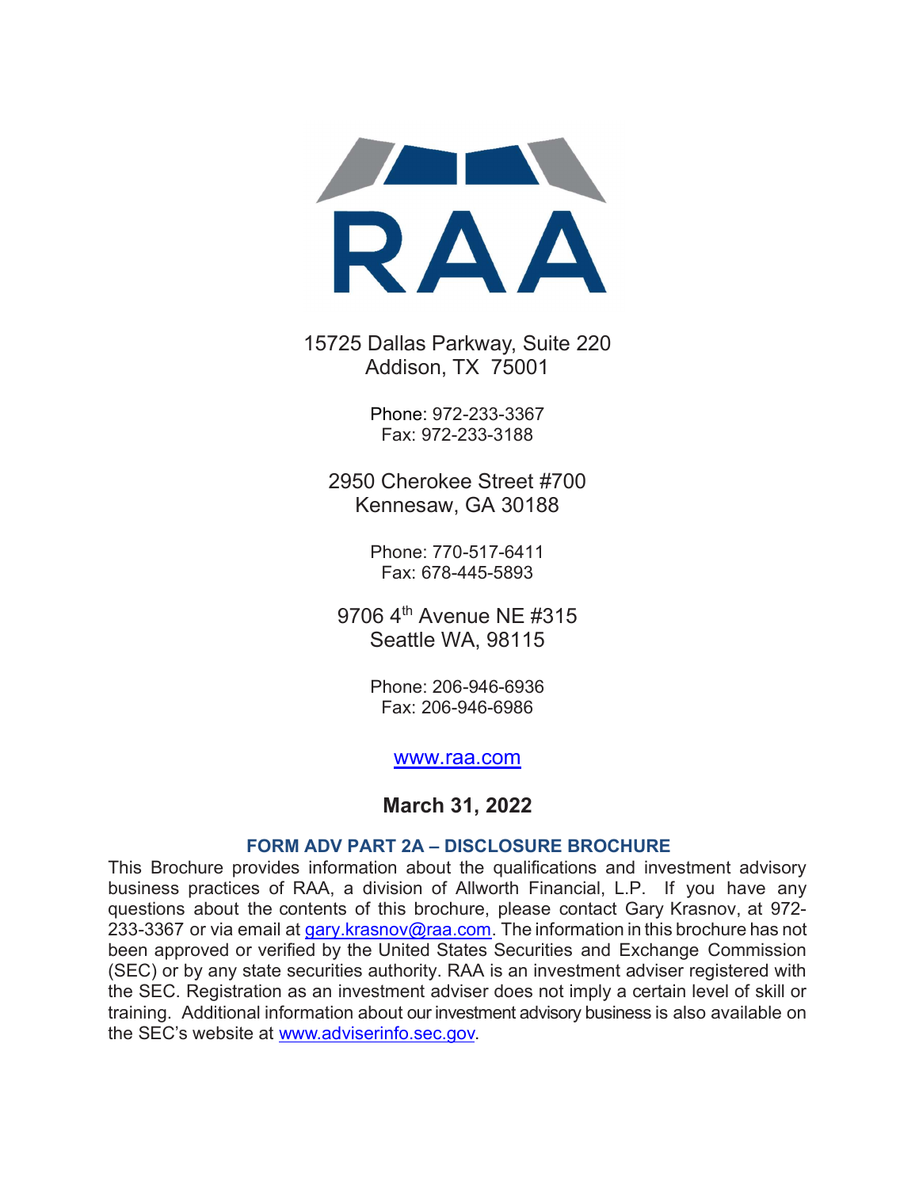# RAA

15725 Dallas Parkway, Suite 220
Addison, TX 75001

Phone: 972-233-3367
Fax: 972-233-3188

2950 Cherokee Street #700
Kennesaw, GA 30188

Phone: 770-517-6411
Fax: 678-445-5893

9706 4th Avenue NE #315
Seattle WA, 98115

Phone: 206-946-6936
Fax: 206-946-6986

www.raa.com

**March 31, 2022**

## FORM ADV PART 2A – DISCLOSURE BROCHURE

This Brochure provides information about the qualifications and investment advisory business practices of RAA, a division of Allworth Financial, L.P. If you have any questions about the contents of this brochure, please contact Gary Krasnov, at 972-233-3367 or via email at gary.krasnov@raa.com. The information in this brochure has not been approved or verified by the United States Securities and Exchange Commission (SEC) or by any state securities authority. RAA is an investment adviser registered with the SEC. Registration as an investment adviser does not imply a certain level of skill or training. Additional information about our investment advisory business is also available on the SEC's website at www.adviserinfo.sec.gov.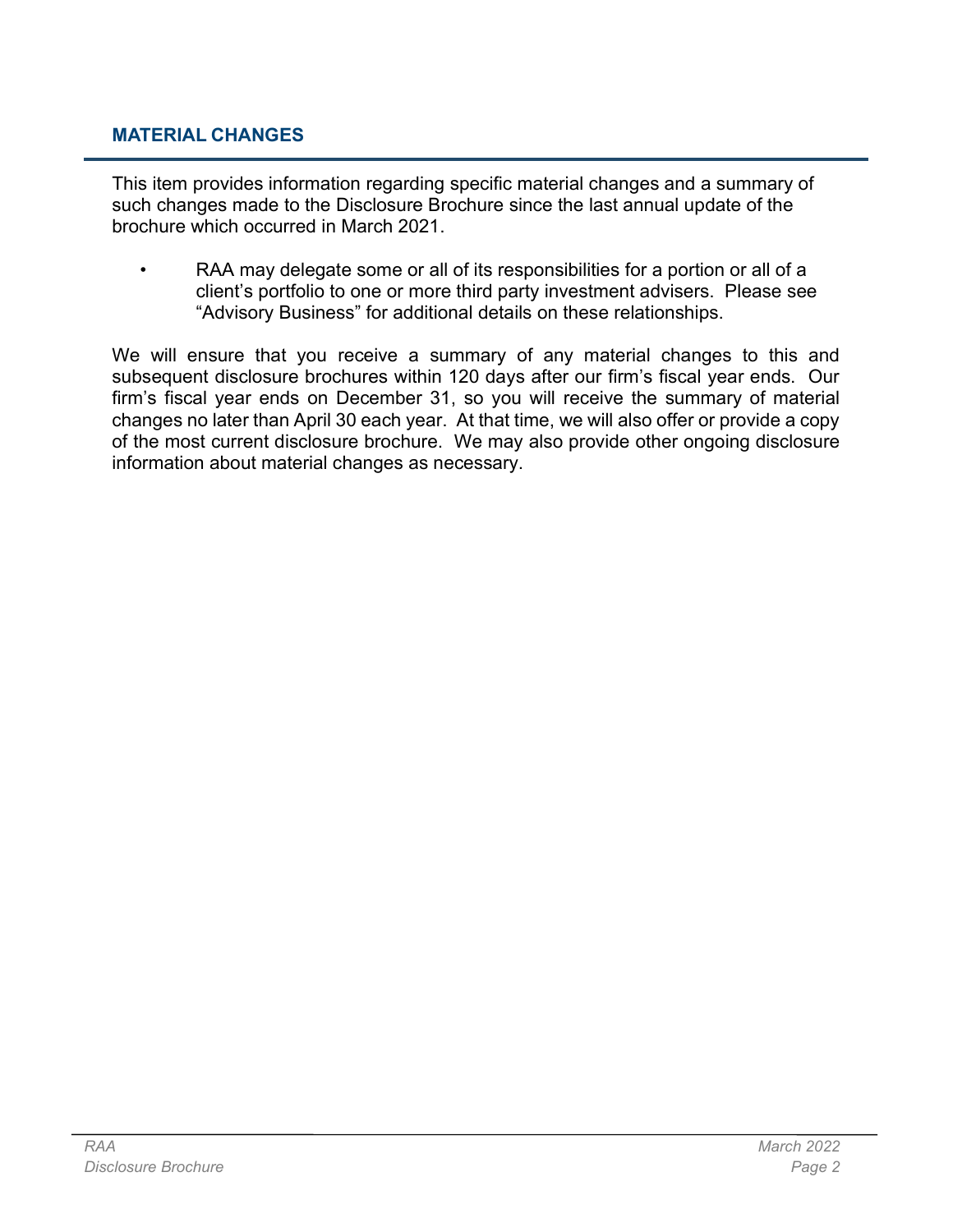## MATERIAL CHANGES

This item provides information regarding specific material changes and a summary of such changes made to the Disclosure Brochure since the last annual update of the brochure which occurred in March 2021.

- RAA may delegate some or all of its responsibilities for a portion or all of a client's portfolio to one or more third party investment advisers. Please see "Advisory Business" for additional details on these relationships.

We will ensure that you receive a summary of any material changes to this and subsequent disclosure brochures within 120 days after our firm's fiscal year ends. Our firm's fiscal year ends on December 31, so you will receive the summary of material changes no later than April 30 each year. At that time, we will also offer or provide a copy of the most current disclosure brochure. We may also provide other ongoing disclosure information about material changes as necessary.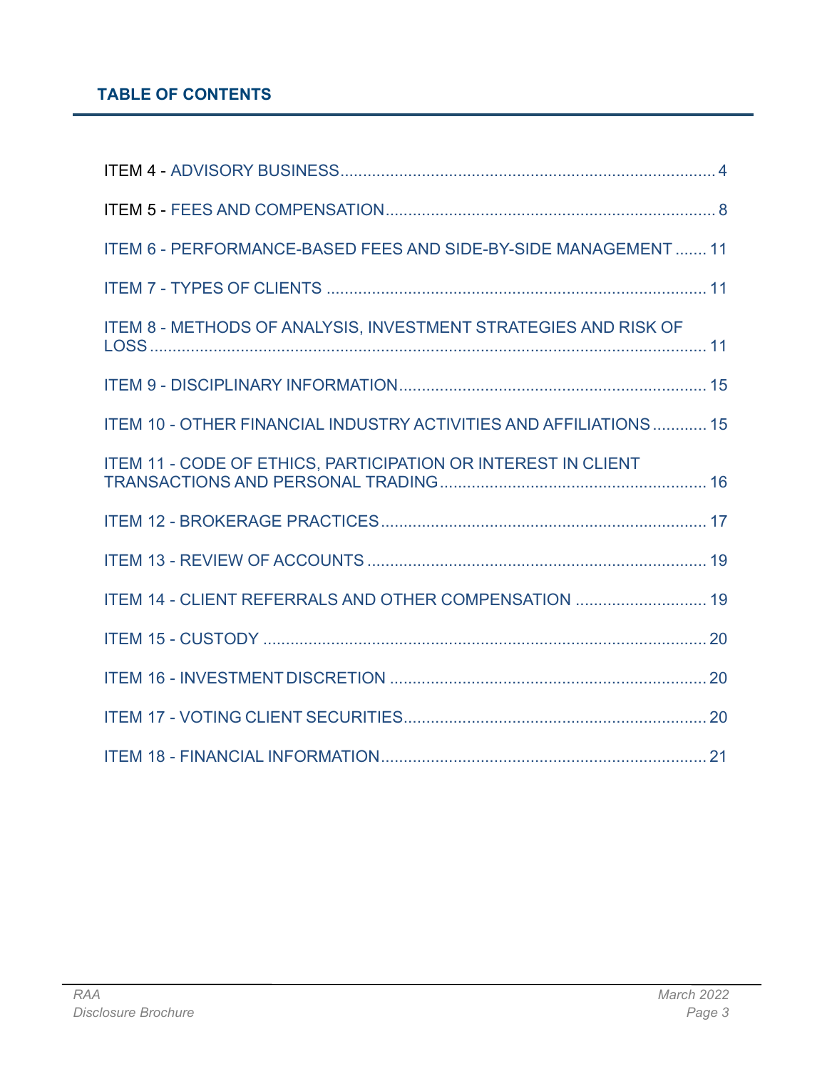## TABLE OF CONTENTS

ITEM 4 - ADVISORY BUSINESS .......... 4

ITEM 5 - FEES AND COMPENSATION .......... 8

ITEM 6 - PERFORMANCE-BASED FEES AND SIDE-BY-SIDE MANAGEMENT .......... 11

ITEM 7 - TYPES OF CLIENTS .......... 11

ITEM 8 - METHODS OF ANALYSIS, INVESTMENT STRATEGIES AND RISK OF LOSS .......... 11

ITEM 9 - DISCIPLINARY INFORMATION .......... 15

ITEM 10 - OTHER FINANCIAL INDUSTRY ACTIVITIES AND AFFILIATIONS .......... 15

ITEM 11 - CODE OF ETHICS, PARTICIPATION OR INTEREST IN CLIENT TRANSACTIONS AND PERSONAL TRADING .......... 16

ITEM 12 - BROKERAGE PRACTICES .......... 17

ITEM 13 - REVIEW OF ACCOUNTS .......... 19

ITEM 14 - CLIENT REFERRALS AND OTHER COMPENSATION .......... 19

ITEM 15 - CUSTODY .......... 20

ITEM 16 - INVESTMENT DISCRETION .......... 20

ITEM 17 - VOTING CLIENT SECURITIES .......... 20

ITEM 18 - FINANCIAL INFORMATION .......... 21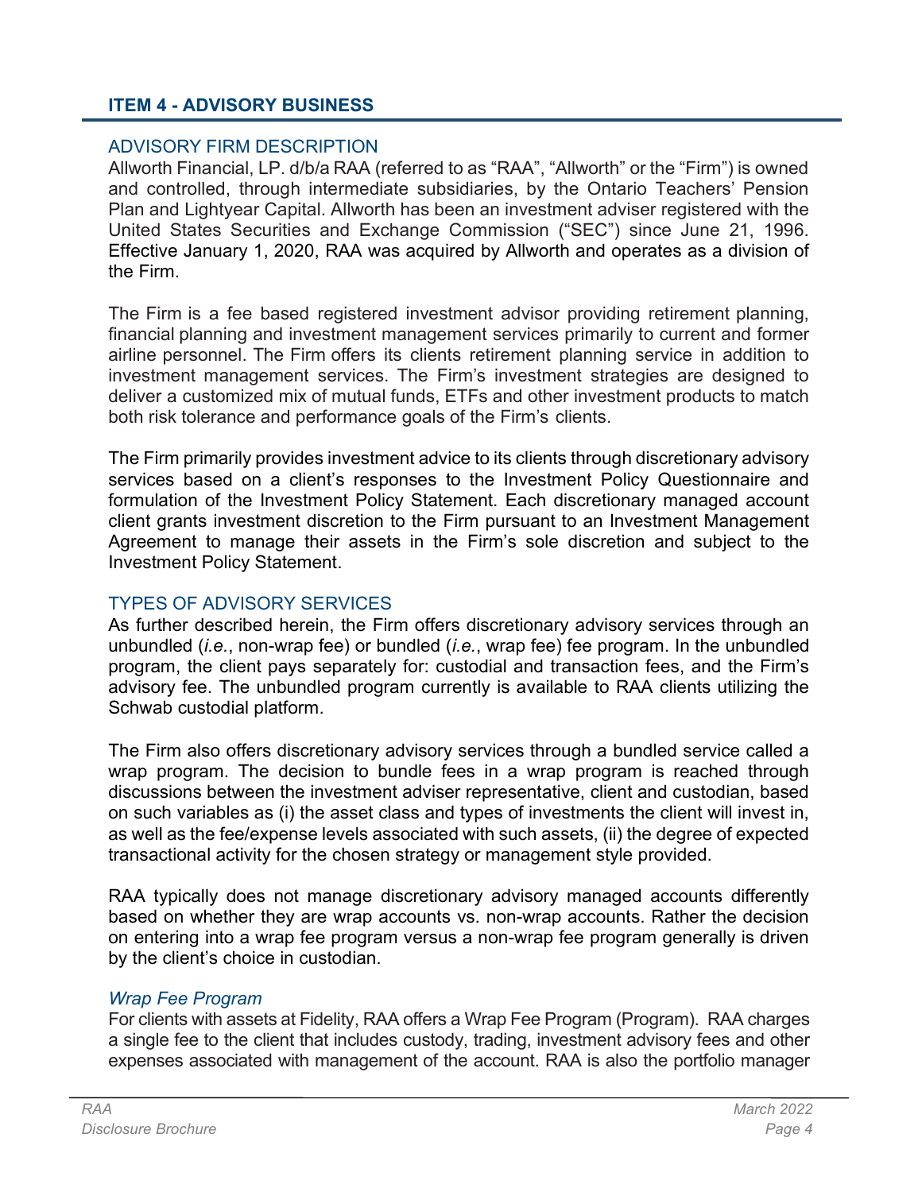## ITEM 4 - ADVISORY BUSINESS

### ADVISORY FIRM DESCRIPTION

Allworth Financial, LP. d/b/a RAA (referred to as "RAA", "Allworth" or the "Firm") is owned and controlled, through intermediate subsidiaries, by the Ontario Teachers' Pension Plan and Lightyear Capital. Allworth has been an investment adviser registered with the United States Securities and Exchange Commission ("SEC") since June 21, 1996. Effective January 1, 2020, RAA was acquired by Allworth and operates as a division of the Firm.

The Firm is a fee based registered investment advisor providing retirement planning, financial planning and investment management services primarily to current and former airline personnel. The Firm offers its clients retirement planning service in addition to investment management services. The Firm's investment strategies are designed to deliver a customized mix of mutual funds, ETFs and other investment products to match both risk tolerance and performance goals of the Firm's clients.

The Firm primarily provides investment advice to its clients through discretionary advisory services based on a client's responses to the Investment Policy Questionnaire and formulation of the Investment Policy Statement. Each discretionary managed account client grants investment discretion to the Firm pursuant to an Investment Management Agreement to manage their assets in the Firm's sole discretion and subject to the Investment Policy Statement.

### TYPES OF ADVISORY SERVICES

As further described herein, the Firm offers discretionary advisory services through an unbundled (*i.e.*, non-wrap fee) or bundled (*i.e.*, wrap fee) fee program. In the unbundled program, the client pays separately for: custodial and transaction fees, and the Firm's advisory fee. The unbundled program currently is available to RAA clients utilizing the Schwab custodial platform.

The Firm also offers discretionary advisory services through a bundled service called a wrap program. The decision to bundle fees in a wrap program is reached through discussions between the investment adviser representative, client and custodian, based on such variables as (i) the asset class and types of investments the client will invest in, as well as the fee/expense levels associated with such assets, (ii) the degree of expected transactional activity for the chosen strategy or management style provided.

RAA typically does not manage discretionary advisory managed accounts differently based on whether they are wrap accounts vs. non-wrap accounts. Rather the decision on entering into a wrap fee program versus a non-wrap fee program generally is driven by the client's choice in custodian.

#### *Wrap Fee Program*

For clients with assets at Fidelity, RAA offers a Wrap Fee Program (Program). RAA charges a single fee to the client that includes custody, trading, investment advisory fees and other expenses associated with management of the account. RAA is also the portfolio manager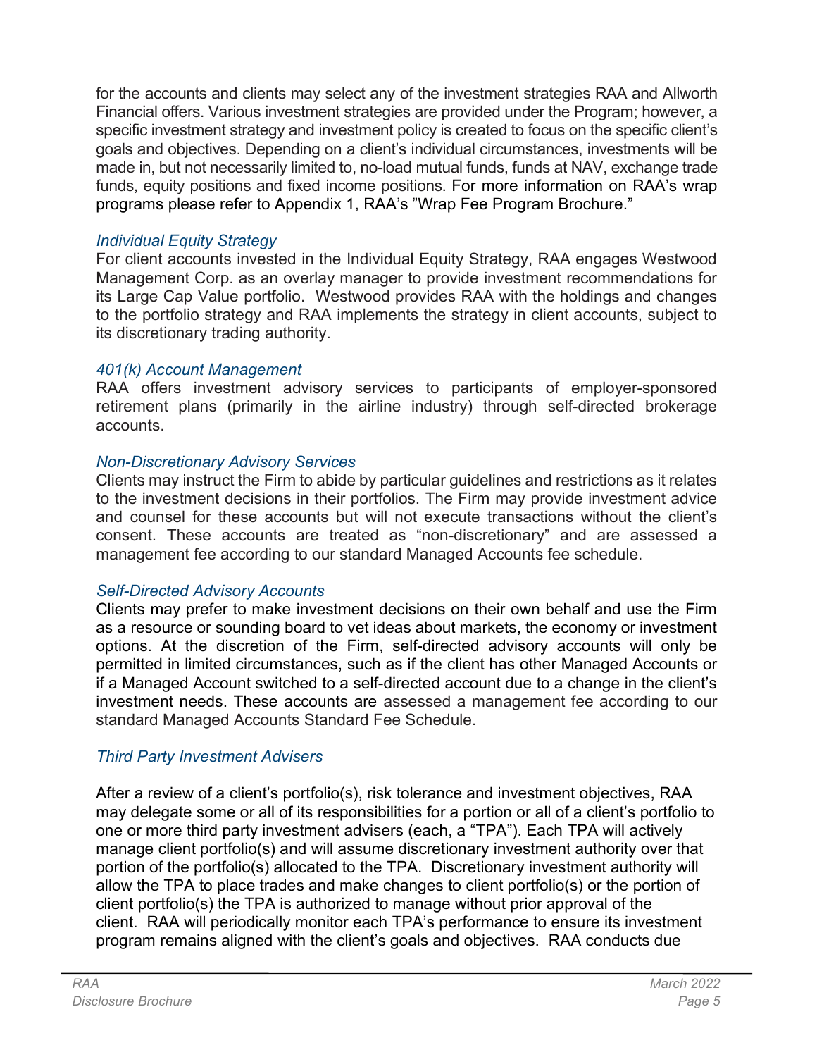for the accounts and clients may select any of the investment strategies RAA and Allworth Financial offers. Various investment strategies are provided under the Program; however, a specific investment strategy and investment policy is created to focus on the specific client's goals and objectives. Depending on a client's individual circumstances, investments will be made in, but not necessarily limited to, no-load mutual funds, funds at NAV, exchange trade funds, equity positions and fixed income positions. For more information on RAA's wrap programs please refer to Appendix 1, RAA's "Wrap Fee Program Brochure."

### *Individual Equity Strategy*

For client accounts invested in the Individual Equity Strategy, RAA engages Westwood Management Corp. as an overlay manager to provide investment recommendations for its Large Cap Value portfolio. Westwood provides RAA with the holdings and changes to the portfolio strategy and RAA implements the strategy in client accounts, subject to its discretionary trading authority.

### *401(k) Account Management*

RAA offers investment advisory services to participants of employer-sponsored retirement plans (primarily in the airline industry) through self-directed brokerage accounts.

### *Non-Discretionary Advisory Services*

Clients may instruct the Firm to abide by particular guidelines and restrictions as it relates to the investment decisions in their portfolios. The Firm may provide investment advice and counsel for these accounts but will not execute transactions without the client's consent. These accounts are treated as "non-discretionary" and are assessed a management fee according to our standard Managed Accounts fee schedule.

### *Self-Directed Advisory Accounts*

Clients may prefer to make investment decisions on their own behalf and use the Firm as a resource or sounding board to vet ideas about markets, the economy or investment options. At the discretion of the Firm, self-directed advisory accounts will only be permitted in limited circumstances, such as if the client has other Managed Accounts or if a Managed Account switched to a self-directed account due to a change in the client's investment needs. These accounts are assessed a management fee according to our standard Managed Accounts Standard Fee Schedule.

### *Third Party Investment Advisers*

After a review of a client's portfolio(s), risk tolerance and investment objectives, RAA may delegate some or all of its responsibilities for a portion or all of a client's portfolio to one or more third party investment advisers (each, a "TPA"). Each TPA will actively manage client portfolio(s) and will assume discretionary investment authority over that portion of the portfolio(s) allocated to the TPA. Discretionary investment authority will allow the TPA to place trades and make changes to client portfolio(s) or the portion of client portfolio(s) the TPA is authorized to manage without prior approval of the client. RAA will periodically monitor each TPA's performance to ensure its investment program remains aligned with the client's goals and objectives. RAA conducts due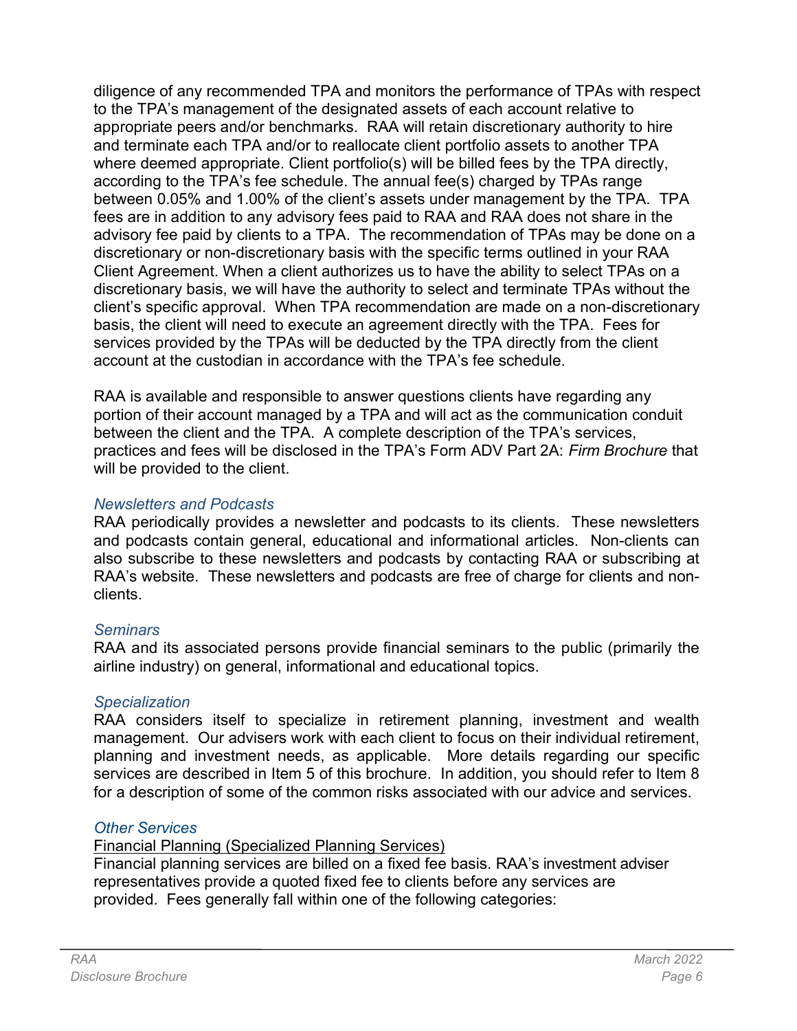diligence of any recommended TPA and monitors the performance of TPAs with respect to the TPA's management of the designated assets of each account relative to appropriate peers and/or benchmarks. RAA will retain discretionary authority to hire and terminate each TPA and/or to reallocate client portfolio assets to another TPA where deemed appropriate. Client portfolio(s) will be billed fees by the TPA directly, according to the TPA's fee schedule. The annual fee(s) charged by TPAs range between 0.05% and 1.00% of the client's assets under management by the TPA. TPA fees are in addition to any advisory fees paid to RAA and RAA does not share in the advisory fee paid by clients to a TPA. The recommendation of TPAs may be done on a discretionary or non-discretionary basis with the specific terms outlined in your RAA Client Agreement. When a client authorizes us to have the ability to select TPAs on a discretionary basis, we will have the authority to select and terminate TPAs without the client's specific approval. When TPA recommendation are made on a non-discretionary basis, the client will need to execute an agreement directly with the TPA. Fees for services provided by the TPAs will be deducted by the TPA directly from the client account at the custodian in accordance with the TPA's fee schedule.

RAA is available and responsible to answer questions clients have regarding any portion of their account managed by a TPA and will act as the communication conduit between the client and the TPA. A complete description of the TPA's services, practices and fees will be disclosed in the TPA's Form ADV Part 2A: *Firm Brochure* that will be provided to the client.

### *Newsletters and Podcasts*

RAA periodically provides a newsletter and podcasts to its clients. These newsletters and podcasts contain general, educational and informational articles. Non-clients can also subscribe to these newsletters and podcasts by contacting RAA or subscribing at RAA's website. These newsletters and podcasts are free of charge for clients and non-clients.

### *Seminars*

RAA and its associated persons provide financial seminars to the public (primarily the airline industry) on general, informational and educational topics.

### *Specialization*

RAA considers itself to specialize in retirement planning, investment and wealth management. Our advisers work with each client to focus on their individual retirement, planning and investment needs, as applicable. More details regarding our specific services are described in Item 5 of this brochure. In addition, you should refer to Item 8 for a description of some of the common risks associated with our advice and services.

### *Other Services*

<u>Financial Planning (Specialized Planning Services)</u>

Financial planning services are billed on a fixed fee basis. RAA's investment adviser representatives provide a quoted fixed fee to clients before any services are provided. Fees generally fall within one of the following categories: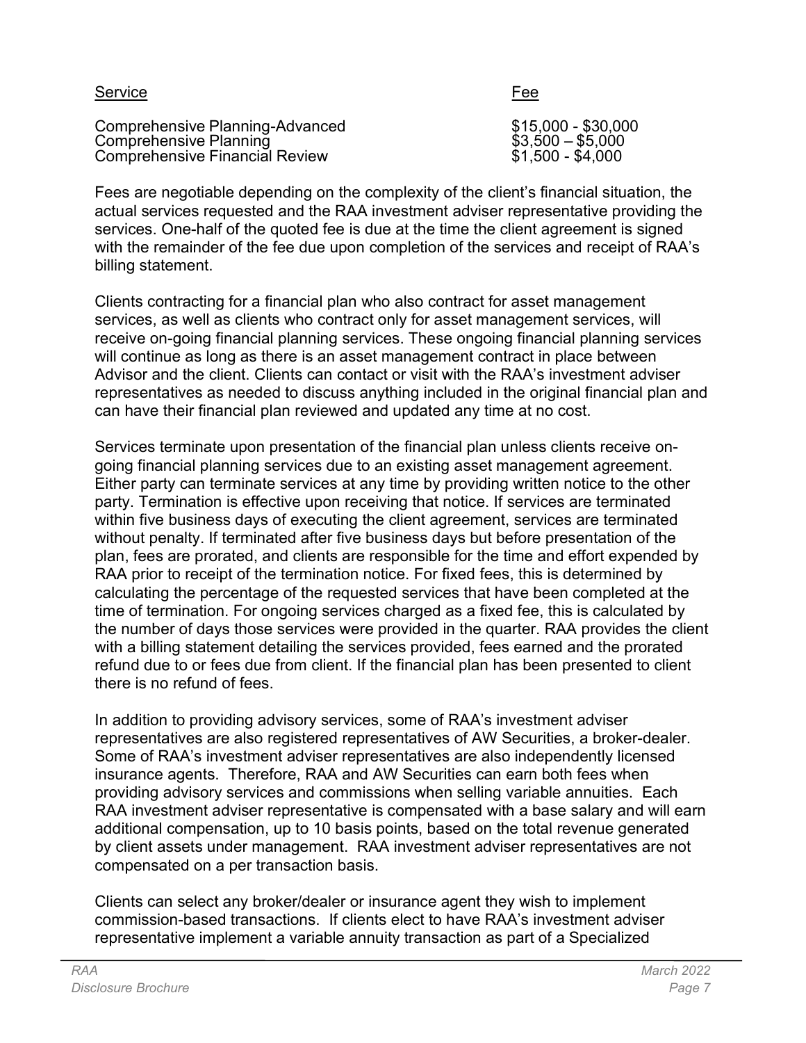| Service | Fee |
| --- | --- |
| Comprehensive Planning-Advanced | \$15,000 - \$30,000 |
| Comprehensive Planning | \$3,500 – \$5,000 |
| Comprehensive Financial Review | \$1,500 - \$4,000 |

Fees are negotiable depending on the complexity of the client's financial situation, the actual services requested and the RAA investment adviser representative providing the services. One-half of the quoted fee is due at the time the client agreement is signed with the remainder of the fee due upon completion of the services and receipt of RAA's billing statement.

Clients contracting for a financial plan who also contract for asset management services, as well as clients who contract only for asset management services, will receive on-going financial planning services. These ongoing financial planning services will continue as long as there is an asset management contract in place between Advisor and the client. Clients can contact or visit with the RAA's investment adviser representatives as needed to discuss anything included in the original financial plan and can have their financial plan reviewed and updated any time at no cost.

Services terminate upon presentation of the financial plan unless clients receive on-going financial planning services due to an existing asset management agreement. Either party can terminate services at any time by providing written notice to the other party. Termination is effective upon receiving that notice. If services are terminated within five business days of executing the client agreement, services are terminated without penalty. If terminated after five business days but before presentation of the plan, fees are prorated, and clients are responsible for the time and effort expended by RAA prior to receipt of the termination notice. For fixed fees, this is determined by calculating the percentage of the requested services that have been completed at the time of termination. For ongoing services charged as a fixed fee, this is calculated by the number of days those services were provided in the quarter. RAA provides the client with a billing statement detailing the services provided, fees earned and the prorated refund due to or fees due from client. If the financial plan has been presented to client there is no refund of fees.

In addition to providing advisory services, some of RAA's investment adviser representatives are also registered representatives of AW Securities, a broker-dealer. Some of RAA's investment adviser representatives are also independently licensed insurance agents. Therefore, RAA and AW Securities can earn both fees when providing advisory services and commissions when selling variable annuities. Each RAA investment adviser representative is compensated with a base salary and will earn additional compensation, up to 10 basis points, based on the total revenue generated by client assets under management. RAA investment adviser representatives are not compensated on a per transaction basis.

Clients can select any broker/dealer or insurance agent they wish to implement commission-based transactions. If clients elect to have RAA's investment adviser representative implement a variable annuity transaction as part of a Specialized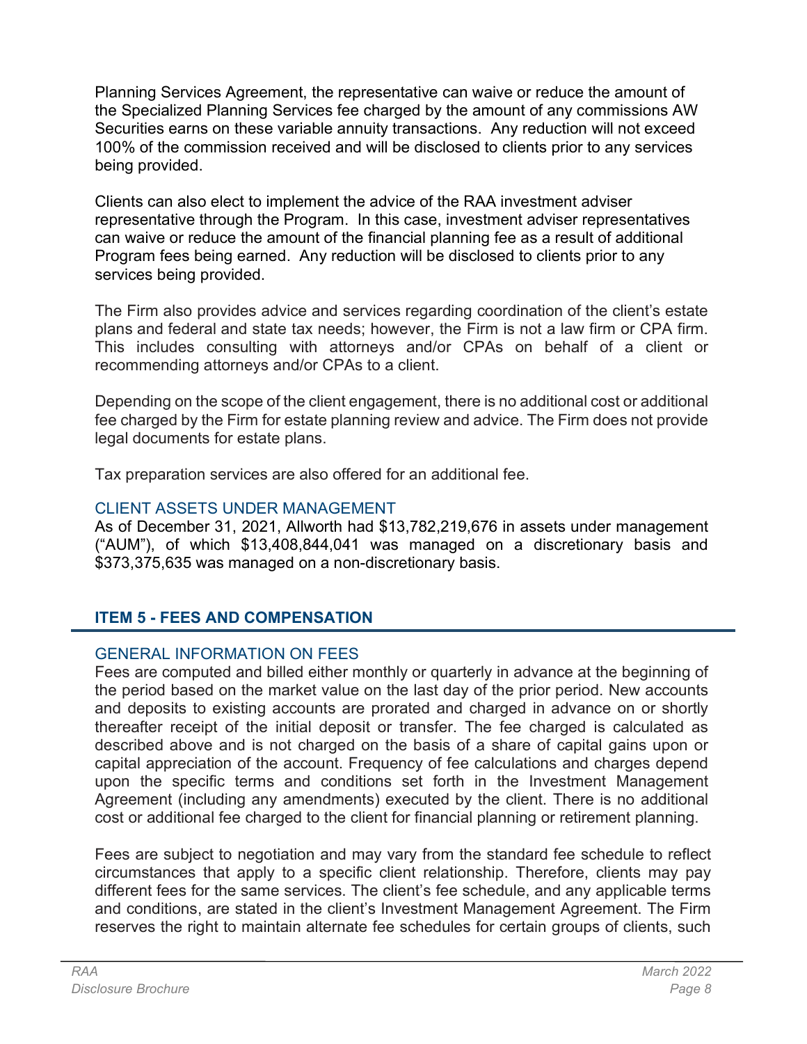Planning Services Agreement, the representative can waive or reduce the amount of the Specialized Planning Services fee charged by the amount of any commissions AW Securities earns on these variable annuity transactions. Any reduction will not exceed 100% of the commission received and will be disclosed to clients prior to any services being provided.

Clients can also elect to implement the advice of the RAA investment adviser representative through the Program. In this case, investment adviser representatives can waive or reduce the amount of the financial planning fee as a result of additional Program fees being earned. Any reduction will be disclosed to clients prior to any services being provided.

The Firm also provides advice and services regarding coordination of the client's estate plans and federal and state tax needs; however, the Firm is not a law firm or CPA firm. This includes consulting with attorneys and/or CPAs on behalf of a client or recommending attorneys and/or CPAs to a client.

Depending on the scope of the client engagement, there is no additional cost or additional fee charged by the Firm for estate planning review and advice. The Firm does not provide legal documents for estate plans.

Tax preparation services are also offered for an additional fee.

### CLIENT ASSETS UNDER MANAGEMENT

As of December 31, 2021, Allworth had $13,782,219,676 in assets under management ("AUM"), of which $13,408,844,041 was managed on a discretionary basis and $373,375,635 was managed on a non-discretionary basis.

## ITEM 5 - FEES AND COMPENSATION

### GENERAL INFORMATION ON FEES

Fees are computed and billed either monthly or quarterly in advance at the beginning of the period based on the market value on the last day of the prior period. New accounts and deposits to existing accounts are prorated and charged in advance on or shortly thereafter receipt of the initial deposit or transfer. The fee charged is calculated as described above and is not charged on the basis of a share of capital gains upon or capital appreciation of the account. Frequency of fee calculations and charges depend upon the specific terms and conditions set forth in the Investment Management Agreement (including any amendments) executed by the client. There is no additional cost or additional fee charged to the client for financial planning or retirement planning.

Fees are subject to negotiation and may vary from the standard fee schedule to reflect circumstances that apply to a specific client relationship. Therefore, clients may pay different fees for the same services. The client's fee schedule, and any applicable terms and conditions, are stated in the client's Investment Management Agreement. The Firm reserves the right to maintain alternate fee schedules for certain groups of clients, such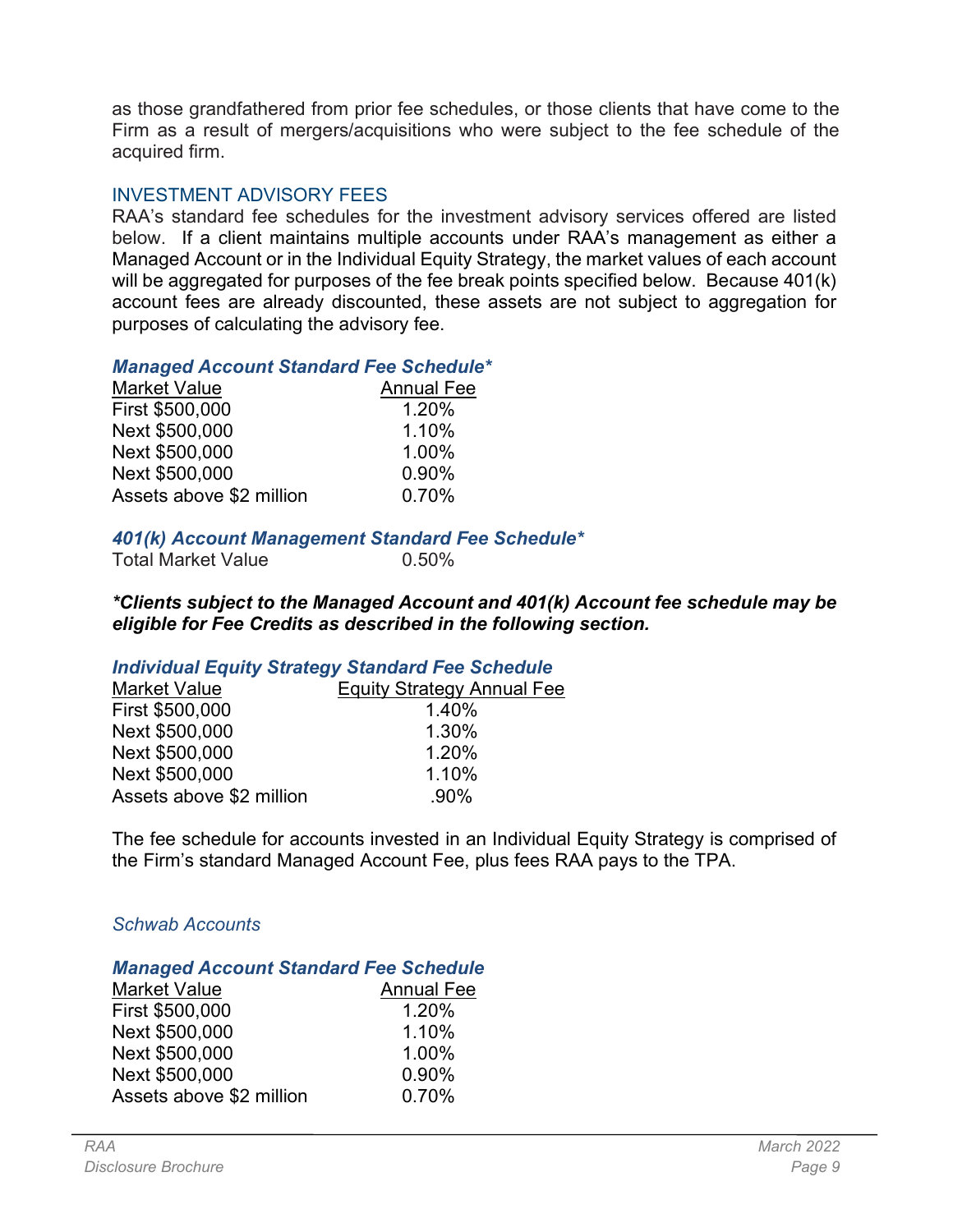as those grandfathered from prior fee schedules, or those clients that have come to the Firm as a result of mergers/acquisitions who were subject to the fee schedule of the acquired firm.

## INVESTMENT ADVISORY FEES

RAA's standard fee schedules for the investment advisory services offered are listed below. If a client maintains multiple accounts under RAA's management as either a Managed Account or in the Individual Equity Strategy, the market values of each account will be aggregated for purposes of the fee break points specified below. Because 401(k) account fees are already discounted, these assets are not subject to aggregation for purposes of calculating the advisory fee.

### *Managed Account Standard Fee Schedule**

| Market Value | Annual Fee |
|---|---|
| First $500,000 | 1.20% |
| Next $500,000 | 1.10% |
| Next $500,000 | 1.00% |
| Next $500,000 | 0.90% |
| Assets above $2 million | 0.70% |

### *401(k) Account Management Standard Fee Schedule**

| | |
|---|---|
| Total Market Value | 0.50% |

***Clients subject to the Managed Account and 401(k) Account fee schedule may be eligible for Fee Credits as described in the following section.***

### *Individual Equity Strategy Standard Fee Schedule*

| Market Value | Equity Strategy Annual Fee |
|---|---|
| First $500,000 | 1.40% |
| Next $500,000 | 1.30% |
| Next $500,000 | 1.20% |
| Next $500,000 | 1.10% |
| Assets above $2 million | .90% |

The fee schedule for accounts invested in an Individual Equity Strategy is comprised of the Firm's standard Managed Account Fee, plus fees RAA pays to the TPA.

*Schwab Accounts*

### *Managed Account Standard Fee Schedule*

| Market Value | Annual Fee |
|---|---|
| First $500,000 | 1.20% |
| Next $500,000 | 1.10% |
| Next $500,000 | 1.00% |
| Next $500,000 | 0.90% |
| Assets above $2 million | 0.70% |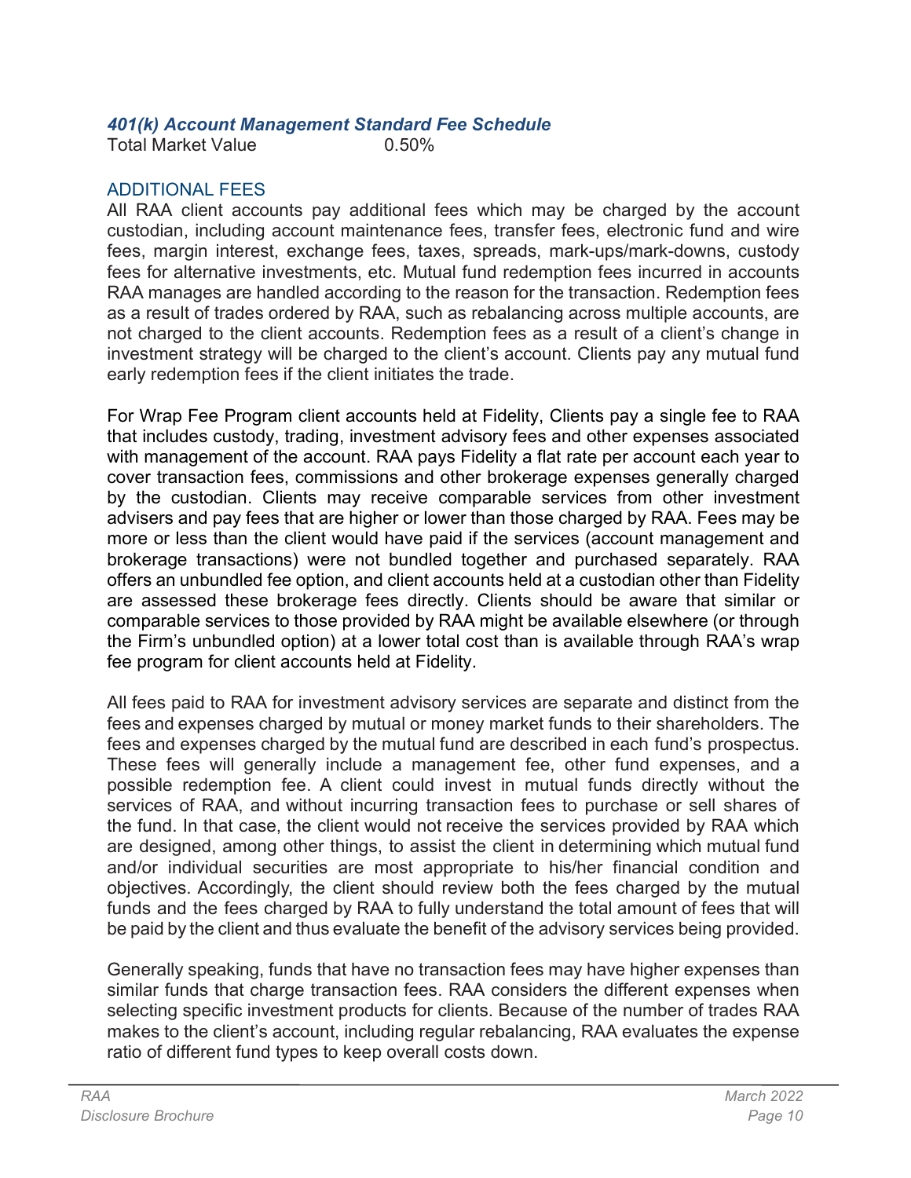### *401(k) Account Management Standard Fee Schedule*

| Total Market Value | 0.50% |
|---|---|

## ADDITIONAL FEES

All RAA client accounts pay additional fees which may be charged by the account custodian, including account maintenance fees, transfer fees, electronic fund and wire fees, margin interest, exchange fees, taxes, spreads, mark-ups/mark-downs, custody fees for alternative investments, etc. Mutual fund redemption fees incurred in accounts RAA manages are handled according to the reason for the transaction. Redemption fees as a result of trades ordered by RAA, such as rebalancing across multiple accounts, are not charged to the client accounts. Redemption fees as a result of a client's change in investment strategy will be charged to the client's account. Clients pay any mutual fund early redemption fees if the client initiates the trade.

For Wrap Fee Program client accounts held at Fidelity, Clients pay a single fee to RAA that includes custody, trading, investment advisory fees and other expenses associated with management of the account. RAA pays Fidelity a flat rate per account each year to cover transaction fees, commissions and other brokerage expenses generally charged by the custodian. Clients may receive comparable services from other investment advisers and pay fees that are higher or lower than those charged by RAA. Fees may be more or less than the client would have paid if the services (account management and brokerage transactions) were not bundled together and purchased separately. RAA offers an unbundled fee option, and client accounts held at a custodian other than Fidelity are assessed these brokerage fees directly. Clients should be aware that similar or comparable services to those provided by RAA might be available elsewhere (or through the Firm's unbundled option) at a lower total cost than is available through RAA's wrap fee program for client accounts held at Fidelity.

All fees paid to RAA for investment advisory services are separate and distinct from the fees and expenses charged by mutual or money market funds to their shareholders. The fees and expenses charged by the mutual fund are described in each fund's prospectus. These fees will generally include a management fee, other fund expenses, and a possible redemption fee. A client could invest in mutual funds directly without the services of RAA, and without incurring transaction fees to purchase or sell shares of the fund. In that case, the client would not receive the services provided by RAA which are designed, among other things, to assist the client in determining which mutual fund and/or individual securities are most appropriate to his/her financial condition and objectives. Accordingly, the client should review both the fees charged by the mutual funds and the fees charged by RAA to fully understand the total amount of fees that will be paid by the client and thus evaluate the benefit of the advisory services being provided.

Generally speaking, funds that have no transaction fees may have higher expenses than similar funds that charge transaction fees. RAA considers the different expenses when selecting specific investment products for clients. Because of the number of trades RAA makes to the client's account, including regular rebalancing, RAA evaluates the expense ratio of different fund types to keep overall costs down.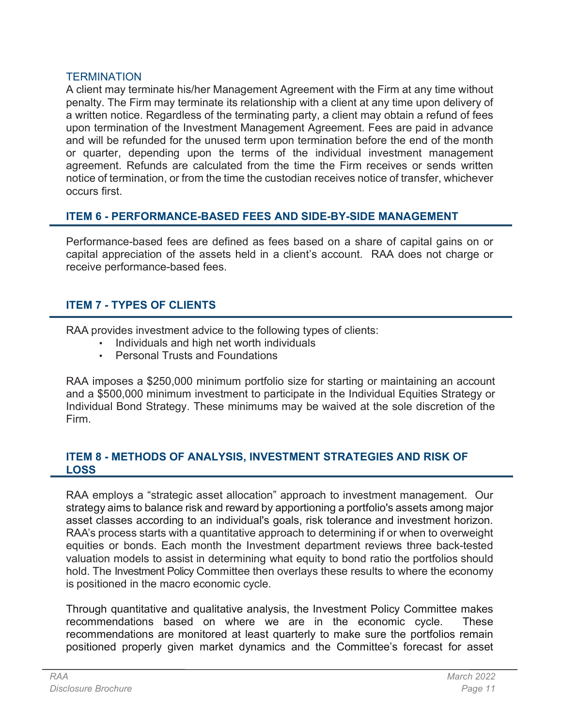### TERMINATION

A client may terminate his/her Management Agreement with the Firm at any time without penalty. The Firm may terminate its relationship with a client at any time upon delivery of a written notice. Regardless of the terminating party, a client may obtain a refund of fees upon termination of the Investment Management Agreement. Fees are paid in advance and will be refunded for the unused term upon termination before the end of the month or quarter, depending upon the terms of the individual investment management agreement. Refunds are calculated from the time the Firm receives or sends written notice of termination, or from the time the custodian receives notice of transfer, whichever occurs first.

## ITEM 6 - PERFORMANCE-BASED FEES AND SIDE-BY-SIDE MANAGEMENT

Performance-based fees are defined as fees based on a share of capital gains on or capital appreciation of the assets held in a client's account. RAA does not charge or receive performance-based fees.

## ITEM 7 - TYPES OF CLIENTS

RAA provides investment advice to the following types of clients:

- Individuals and high net worth individuals
- Personal Trusts and Foundations

RAA imposes a $250,000 minimum portfolio size for starting or maintaining an account and a $500,000 minimum investment to participate in the Individual Equities Strategy or Individual Bond Strategy. These minimums may be waived at the sole discretion of the Firm.

## ITEM 8 - METHODS OF ANALYSIS, INVESTMENT STRATEGIES AND RISK OF LOSS

RAA employs a "strategic asset allocation" approach to investment management. Our strategy aims to balance risk and reward by apportioning a portfolio's assets among major asset classes according to an individual's goals, risk tolerance and investment horizon. RAA's process starts with a quantitative approach to determining if or when to overweight equities or bonds. Each month the Investment department reviews three back-tested valuation models to assist in determining what equity to bond ratio the portfolios should hold. The Investment Policy Committee then overlays these results to where the economy is positioned in the macro economic cycle.

Through quantitative and qualitative analysis, the Investment Policy Committee makes recommendations based on where we are in the economic cycle. These recommendations are monitored at least quarterly to make sure the portfolios remain positioned properly given market dynamics and the Committee's forecast for asset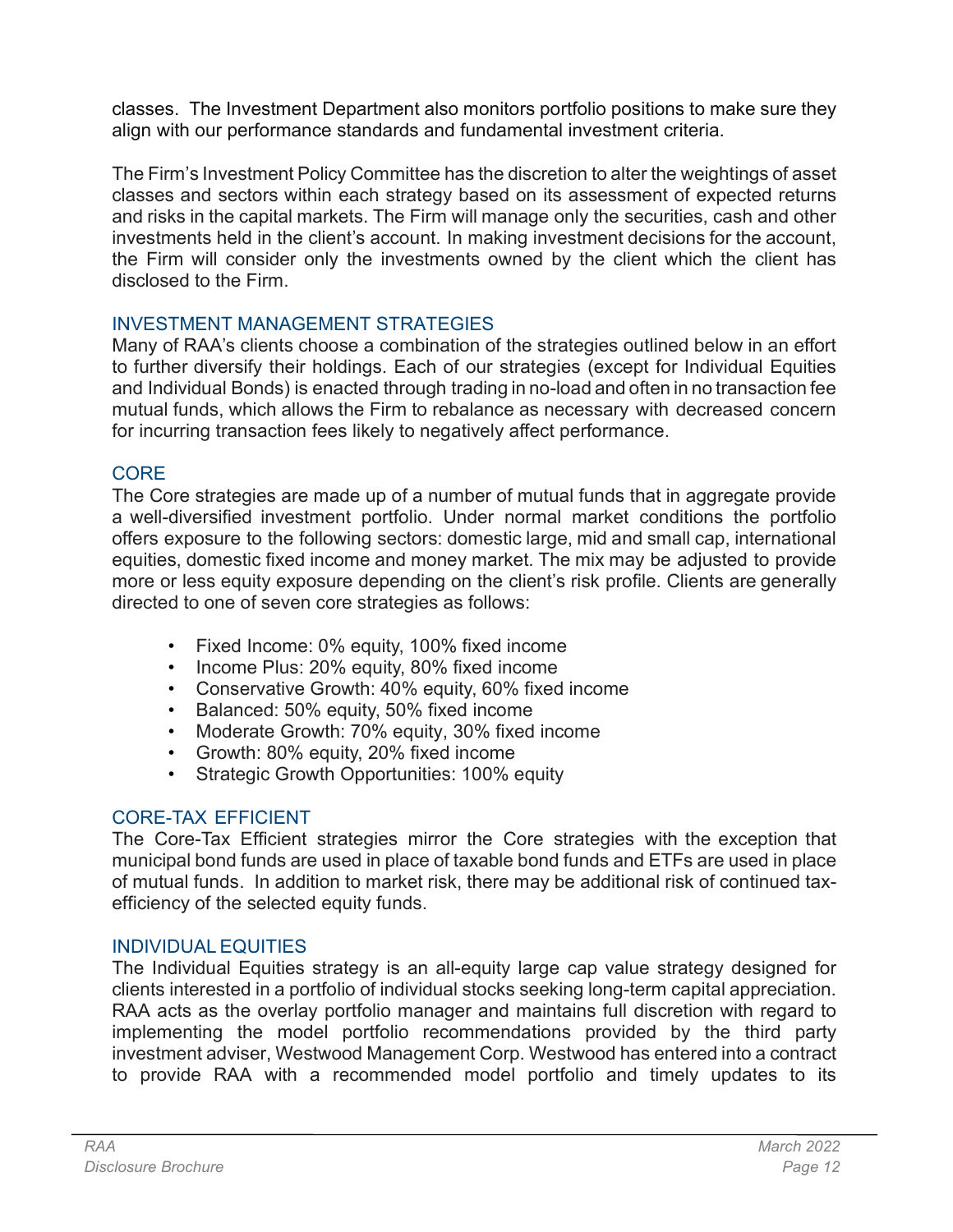classes. The Investment Department also monitors portfolio positions to make sure they align with our performance standards and fundamental investment criteria.

The Firm's Investment Policy Committee has the discretion to alter the weightings of asset classes and sectors within each strategy based on its assessment of expected returns and risks in the capital markets. The Firm will manage only the securities, cash and other investments held in the client's account. In making investment decisions for the account, the Firm will consider only the investments owned by the client which the client has disclosed to the Firm.

## INVESTMENT MANAGEMENT STRATEGIES

Many of RAA's clients choose a combination of the strategies outlined below in an effort to further diversify their holdings. Each of our strategies (except for Individual Equities and Individual Bonds) is enacted through trading in no-load and often in no transaction fee mutual funds, which allows the Firm to rebalance as necessary with decreased concern for incurring transaction fees likely to negatively affect performance.

## CORE

The Core strategies are made up of a number of mutual funds that in aggregate provide a well-diversified investment portfolio. Under normal market conditions the portfolio offers exposure to the following sectors: domestic large, mid and small cap, international equities, domestic fixed income and money market. The mix may be adjusted to provide more or less equity exposure depending on the client's risk profile. Clients are generally directed to one of seven core strategies as follows:

- Fixed Income: 0% equity, 100% fixed income
- Income Plus: 20% equity, 80% fixed income
- Conservative Growth: 40% equity, 60% fixed income
- Balanced: 50% equity, 50% fixed income
- Moderate Growth: 70% equity, 30% fixed income
- Growth: 80% equity, 20% fixed income
- Strategic Growth Opportunities: 100% equity

## CORE-TAX EFFICIENT

The Core-Tax Efficient strategies mirror the Core strategies with the exception that municipal bond funds are used in place of taxable bond funds and ETFs are used in place of mutual funds. In addition to market risk, there may be additional risk of continued tax-efficiency of the selected equity funds.

## INDIVIDUAL EQUITIES

The Individual Equities strategy is an all-equity large cap value strategy designed for clients interested in a portfolio of individual stocks seeking long-term capital appreciation. RAA acts as the overlay portfolio manager and maintains full discretion with regard to implementing the model portfolio recommendations provided by the third party investment adviser, Westwood Management Corp. Westwood has entered into a contract to provide RAA with a recommended model portfolio and timely updates to its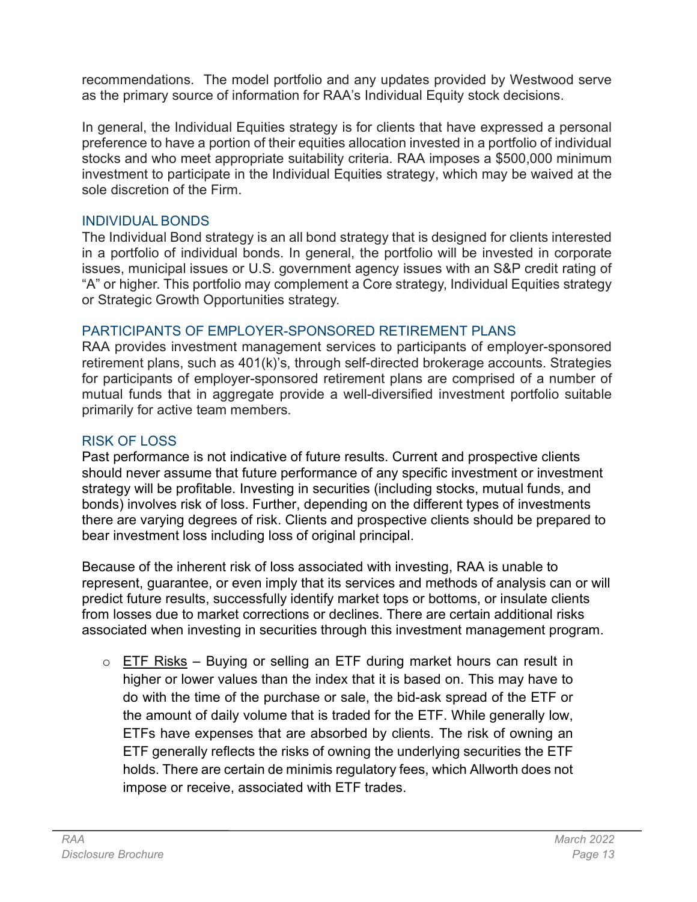recommendations. The model portfolio and any updates provided by Westwood serve as the primary source of information for RAA's Individual Equity stock decisions.

In general, the Individual Equities strategy is for clients that have expressed a personal preference to have a portion of their equities allocation invested in a portfolio of individual stocks and who meet appropriate suitability criteria. RAA imposes a $500,000 minimum investment to participate in the Individual Equities strategy, which may be waived at the sole discretion of the Firm.

### INDIVIDUAL BONDS

The Individual Bond strategy is an all bond strategy that is designed for clients interested in a portfolio of individual bonds. In general, the portfolio will be invested in corporate issues, municipal issues or U.S. government agency issues with an S&P credit rating of "A" or higher. This portfolio may complement a Core strategy, Individual Equities strategy or Strategic Growth Opportunities strategy.

### PARTICIPANTS OF EMPLOYER-SPONSORED RETIREMENT PLANS

RAA provides investment management services to participants of employer-sponsored retirement plans, such as 401(k)'s, through self-directed brokerage accounts. Strategies for participants of employer-sponsored retirement plans are comprised of a number of mutual funds that in aggregate provide a well-diversified investment portfolio suitable primarily for active team members.

### RISK OF LOSS

Past performance is not indicative of future results. Current and prospective clients should never assume that future performance of any specific investment or investment strategy will be profitable. Investing in securities (including stocks, mutual funds, and bonds) involves risk of loss. Further, depending on the different types of investments there are varying degrees of risk. Clients and prospective clients should be prepared to bear investment loss including loss of original principal.

Because of the inherent risk of loss associated with investing, RAA is unable to represent, guarantee, or even imply that its services and methods of analysis can or will predict future results, successfully identify market tops or bottoms, or insulate clients from losses due to market corrections or declines. There are certain additional risks associated when investing in securities through this investment management program.

- ETF Risks – Buying or selling an ETF during market hours can result in higher or lower values than the index that it is based on. This may have to do with the time of the purchase or sale, the bid-ask spread of the ETF or the amount of daily volume that is traded for the ETF. While generally low, ETFs have expenses that are absorbed by clients. The risk of owning an ETF generally reflects the risks of owning the underlying securities the ETF holds. There are certain de minimis regulatory fees, which Allworth does not impose or receive, associated with ETF trades.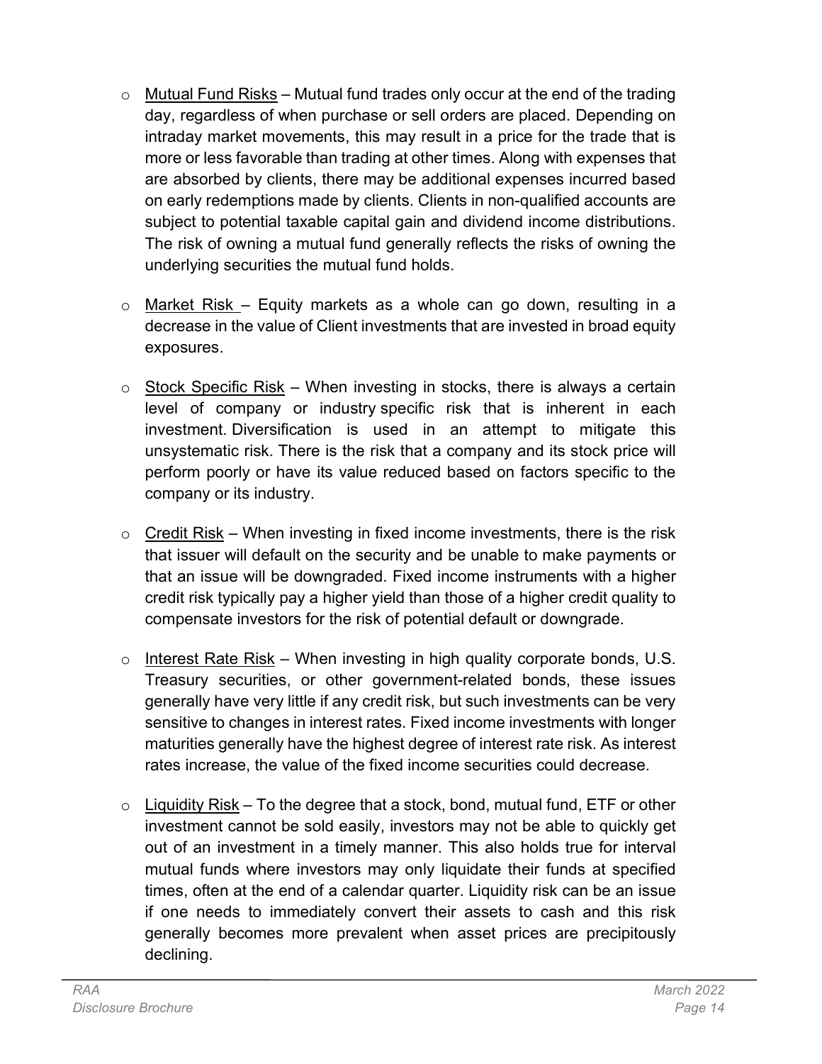- Mutual Fund Risks – Mutual fund trades only occur at the end of the trading day, regardless of when purchase or sell orders are placed. Depending on intraday market movements, this may result in a price for the trade that is more or less favorable than trading at other times. Along with expenses that are absorbed by clients, there may be additional expenses incurred based on early redemptions made by clients. Clients in non-qualified accounts are subject to potential taxable capital gain and dividend income distributions. The risk of owning a mutual fund generally reflects the risks of owning the underlying securities the mutual fund holds.

- Market Risk – Equity markets as a whole can go down, resulting in a decrease in the value of Client investments that are invested in broad equity exposures.

- Stock Specific Risk – When investing in stocks, there is always a certain level of company or industry specific risk that is inherent in each investment. Diversification is used in an attempt to mitigate this unsystematic risk. There is the risk that a company and its stock price will perform poorly or have its value reduced based on factors specific to the company or its industry.

- Credit Risk – When investing in fixed income investments, there is the risk that issuer will default on the security and be unable to make payments or that an issue will be downgraded. Fixed income instruments with a higher credit risk typically pay a higher yield than those of a higher credit quality to compensate investors for the risk of potential default or downgrade.

- Interest Rate Risk – When investing in high quality corporate bonds, U.S. Treasury securities, or other government-related bonds, these issues generally have very little if any credit risk, but such investments can be very sensitive to changes in interest rates. Fixed income investments with longer maturities generally have the highest degree of interest rate risk. As interest rates increase, the value of the fixed income securities could decrease.

- Liquidity Risk – To the degree that a stock, bond, mutual fund, ETF or other investment cannot be sold easily, investors may not be able to quickly get out of an investment in a timely manner. This also holds true for interval mutual funds where investors may only liquidate their funds at specified times, often at the end of a calendar quarter. Liquidity risk can be an issue if one needs to immediately convert their assets to cash and this risk generally becomes more prevalent when asset prices are precipitously declining.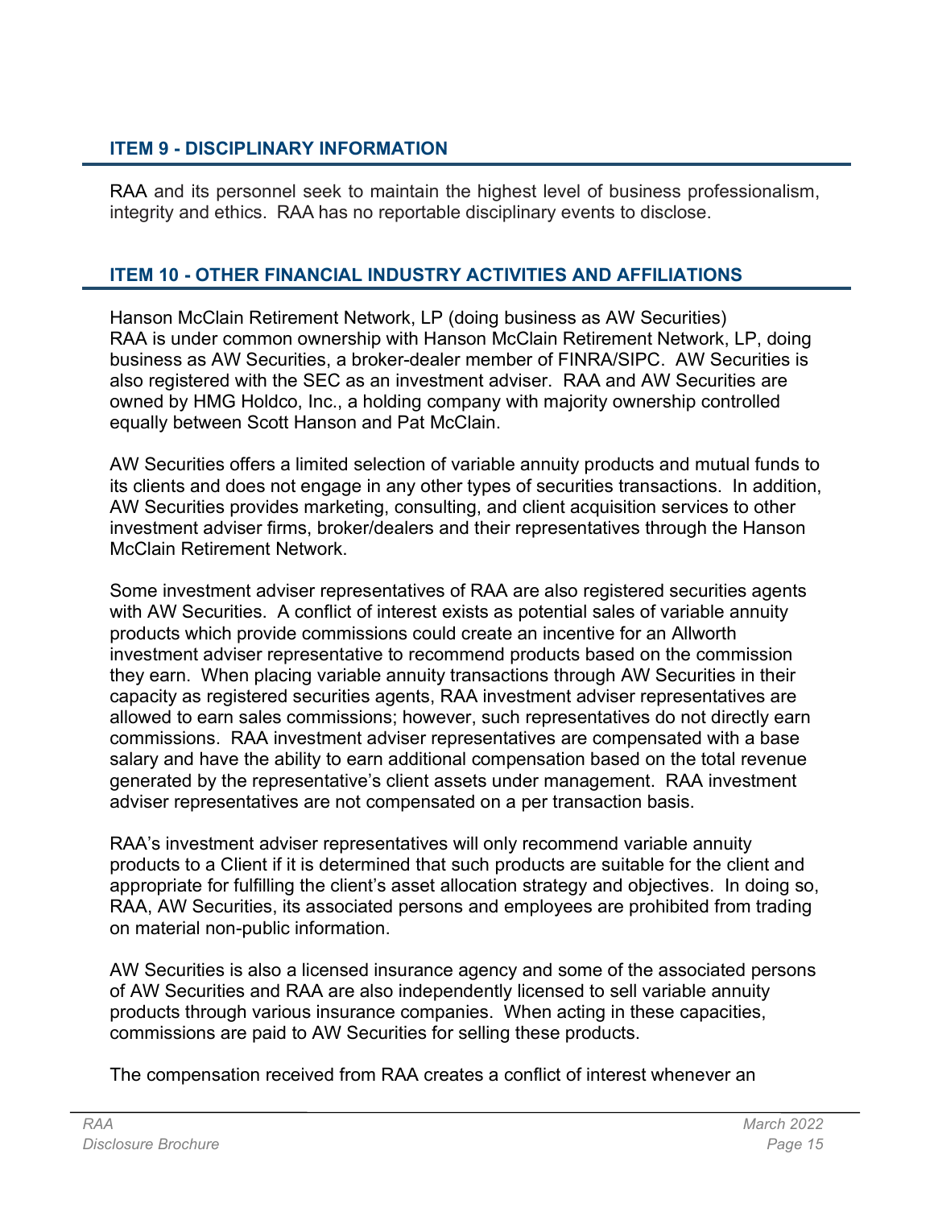## ITEM 9 - DISCIPLINARY INFORMATION

RAA and its personnel seek to maintain the highest level of business professionalism, integrity and ethics. RAA has no reportable disciplinary events to disclose.

## ITEM 10 - OTHER FINANCIAL INDUSTRY ACTIVITIES AND AFFILIATIONS

Hanson McClain Retirement Network, LP (doing business as AW Securities)
RAA is under common ownership with Hanson McClain Retirement Network, LP, doing business as AW Securities, a broker-dealer member of FINRA/SIPC. AW Securities is also registered with the SEC as an investment adviser. RAA and AW Securities are owned by HMG Holdco, Inc., a holding company with majority ownership controlled equally between Scott Hanson and Pat McClain.

AW Securities offers a limited selection of variable annuity products and mutual funds to its clients and does not engage in any other types of securities transactions. In addition, AW Securities provides marketing, consulting, and client acquisition services to other investment adviser firms, broker/dealers and their representatives through the Hanson McClain Retirement Network.

Some investment adviser representatives of RAA are also registered securities agents with AW Securities. A conflict of interest exists as potential sales of variable annuity products which provide commissions could create an incentive for an Allworth investment adviser representative to recommend products based on the commission they earn. When placing variable annuity transactions through AW Securities in their capacity as registered securities agents, RAA investment adviser representatives are allowed to earn sales commissions; however, such representatives do not directly earn commissions. RAA investment adviser representatives are compensated with a base salary and have the ability to earn additional compensation based on the total revenue generated by the representative's client assets under management. RAA investment adviser representatives are not compensated on a per transaction basis.

RAA's investment adviser representatives will only recommend variable annuity products to a Client if it is determined that such products are suitable for the client and appropriate for fulfilling the client's asset allocation strategy and objectives. In doing so, RAA, AW Securities, its associated persons and employees are prohibited from trading on material non-public information.

AW Securities is also a licensed insurance agency and some of the associated persons of AW Securities and RAA are also independently licensed to sell variable annuity products through various insurance companies. When acting in these capacities, commissions are paid to AW Securities for selling these products.

The compensation received from RAA creates a conflict of interest whenever an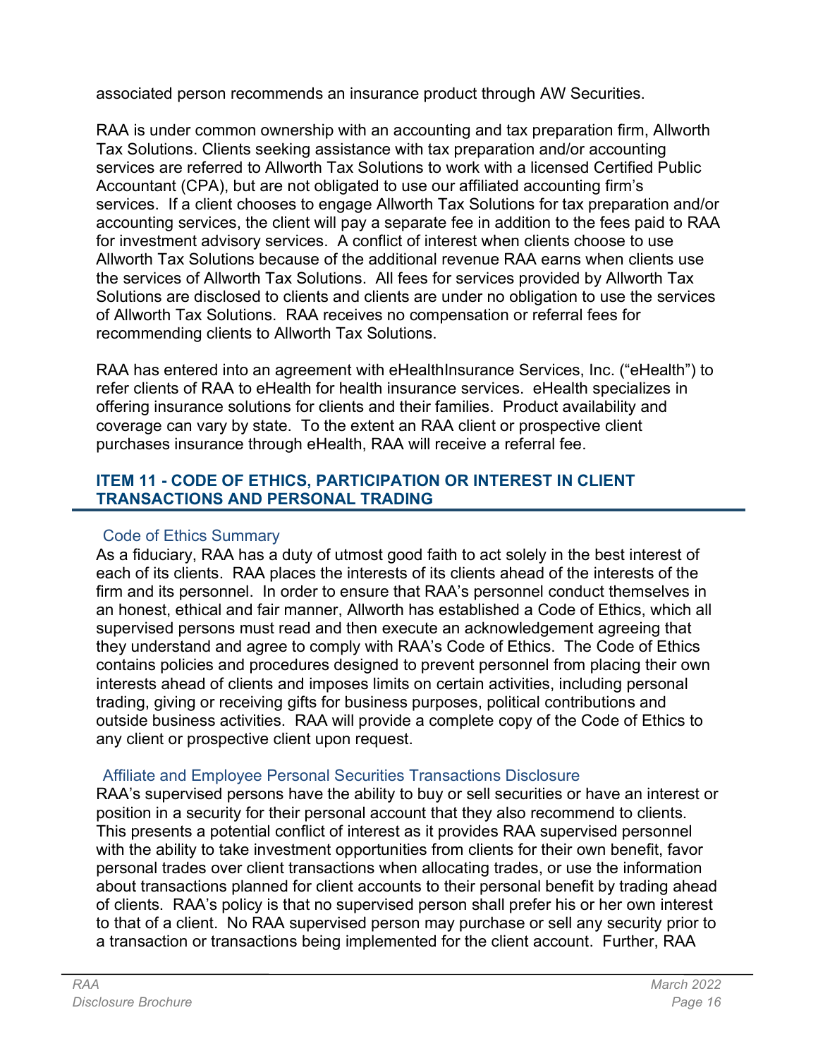associated person recommends an insurance product through AW Securities.

RAA is under common ownership with an accounting and tax preparation firm, Allworth Tax Solutions. Clients seeking assistance with tax preparation and/or accounting services are referred to Allworth Tax Solutions to work with a licensed Certified Public Accountant (CPA), but are not obligated to use our affiliated accounting firm's services. If a client chooses to engage Allworth Tax Solutions for tax preparation and/or accounting services, the client will pay a separate fee in addition to the fees paid to RAA for investment advisory services. A conflict of interest when clients choose to use Allworth Tax Solutions because of the additional revenue RAA earns when clients use the services of Allworth Tax Solutions. All fees for services provided by Allworth Tax Solutions are disclosed to clients and clients are under no obligation to use the services of Allworth Tax Solutions. RAA receives no compensation or referral fees for recommending clients to Allworth Tax Solutions.

RAA has entered into an agreement with eHealthInsurance Services, Inc. ("eHealth") to refer clients of RAA to eHealth for health insurance services. eHealth specializes in offering insurance solutions for clients and their families. Product availability and coverage can vary by state. To the extent an RAA client or prospective client purchases insurance through eHealth, RAA will receive a referral fee.

## ITEM 11 - CODE OF ETHICS, PARTICIPATION OR INTEREST IN CLIENT TRANSACTIONS AND PERSONAL TRADING

### Code of Ethics Summary

As a fiduciary, RAA has a duty of utmost good faith to act solely in the best interest of each of its clients. RAA places the interests of its clients ahead of the interests of the firm and its personnel. In order to ensure that RAA's personnel conduct themselves in an honest, ethical and fair manner, Allworth has established a Code of Ethics, which all supervised persons must read and then execute an acknowledgement agreeing that they understand and agree to comply with RAA's Code of Ethics. The Code of Ethics contains policies and procedures designed to prevent personnel from placing their own interests ahead of clients and imposes limits on certain activities, including personal trading, giving or receiving gifts for business purposes, political contributions and outside business activities. RAA will provide a complete copy of the Code of Ethics to any client or prospective client upon request.

### Affiliate and Employee Personal Securities Transactions Disclosure

RAA's supervised persons have the ability to buy or sell securities or have an interest or position in a security for their personal account that they also recommend to clients. This presents a potential conflict of interest as it provides RAA supervised personnel with the ability to take investment opportunities from clients for their own benefit, favor personal trades over client transactions when allocating trades, or use the information about transactions planned for client accounts to their personal benefit by trading ahead of clients. RAA's policy is that no supervised person shall prefer his or her own interest to that of a client. No RAA supervised person may purchase or sell any security prior to a transaction or transactions being implemented for the client account. Further, RAA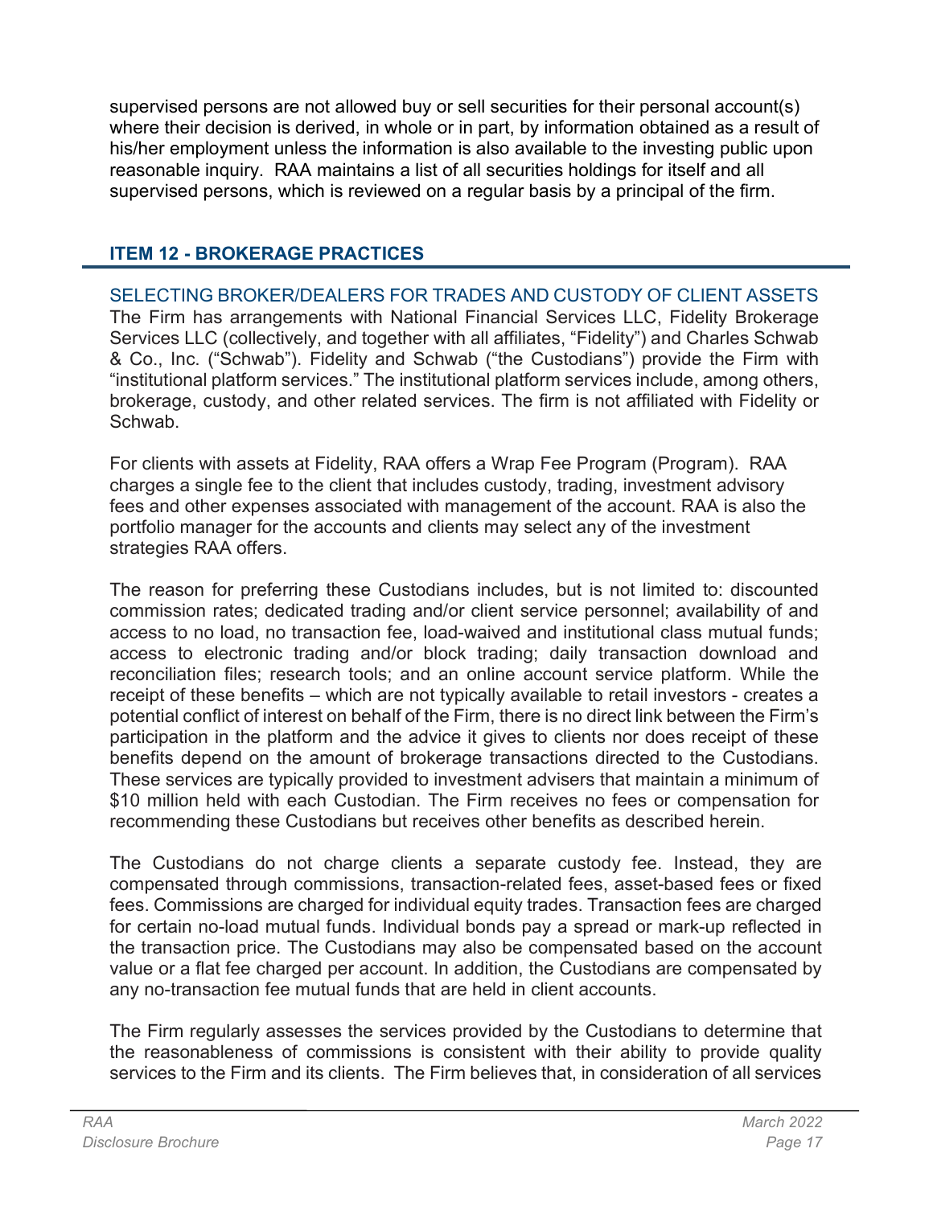supervised persons are not allowed buy or sell securities for their personal account(s) where their decision is derived, in whole or in part, by information obtained as a result of his/her employment unless the information is also available to the investing public upon reasonable inquiry. RAA maintains a list of all securities holdings for itself and all supervised persons, which is reviewed on a regular basis by a principal of the firm.

## ITEM 12 - BROKERAGE PRACTICES

### SELECTING BROKER/DEALERS FOR TRADES AND CUSTODY OF CLIENT ASSETS

The Firm has arrangements with National Financial Services LLC, Fidelity Brokerage Services LLC (collectively, and together with all affiliates, "Fidelity") and Charles Schwab & Co., Inc. ("Schwab"). Fidelity and Schwab ("the Custodians") provide the Firm with "institutional platform services." The institutional platform services include, among others, brokerage, custody, and other related services. The firm is not affiliated with Fidelity or Schwab.

For clients with assets at Fidelity, RAA offers a Wrap Fee Program (Program). RAA charges a single fee to the client that includes custody, trading, investment advisory fees and other expenses associated with management of the account. RAA is also the portfolio manager for the accounts and clients may select any of the investment strategies RAA offers.

The reason for preferring these Custodians includes, but is not limited to: discounted commission rates; dedicated trading and/or client service personnel; availability of and access to no load, no transaction fee, load-waived and institutional class mutual funds; access to electronic trading and/or block trading; daily transaction download and reconciliation files; research tools; and an online account service platform. While the receipt of these benefits – which are not typically available to retail investors - creates a potential conflict of interest on behalf of the Firm, there is no direct link between the Firm's participation in the platform and the advice it gives to clients nor does receipt of these benefits depend on the amount of brokerage transactions directed to the Custodians. These services are typically provided to investment advisers that maintain a minimum of $10 million held with each Custodian. The Firm receives no fees or compensation for recommending these Custodians but receives other benefits as described herein.

The Custodians do not charge clients a separate custody fee. Instead, they are compensated through commissions, transaction-related fees, asset-based fees or fixed fees. Commissions are charged for individual equity trades. Transaction fees are charged for certain no-load mutual funds. Individual bonds pay a spread or mark-up reflected in the transaction price. The Custodians may also be compensated based on the account value or a flat fee charged per account. In addition, the Custodians are compensated by any no-transaction fee mutual funds that are held in client accounts.

The Firm regularly assesses the services provided by the Custodians to determine that the reasonableness of commissions is consistent with their ability to provide quality services to the Firm and its clients. The Firm believes that, in consideration of all services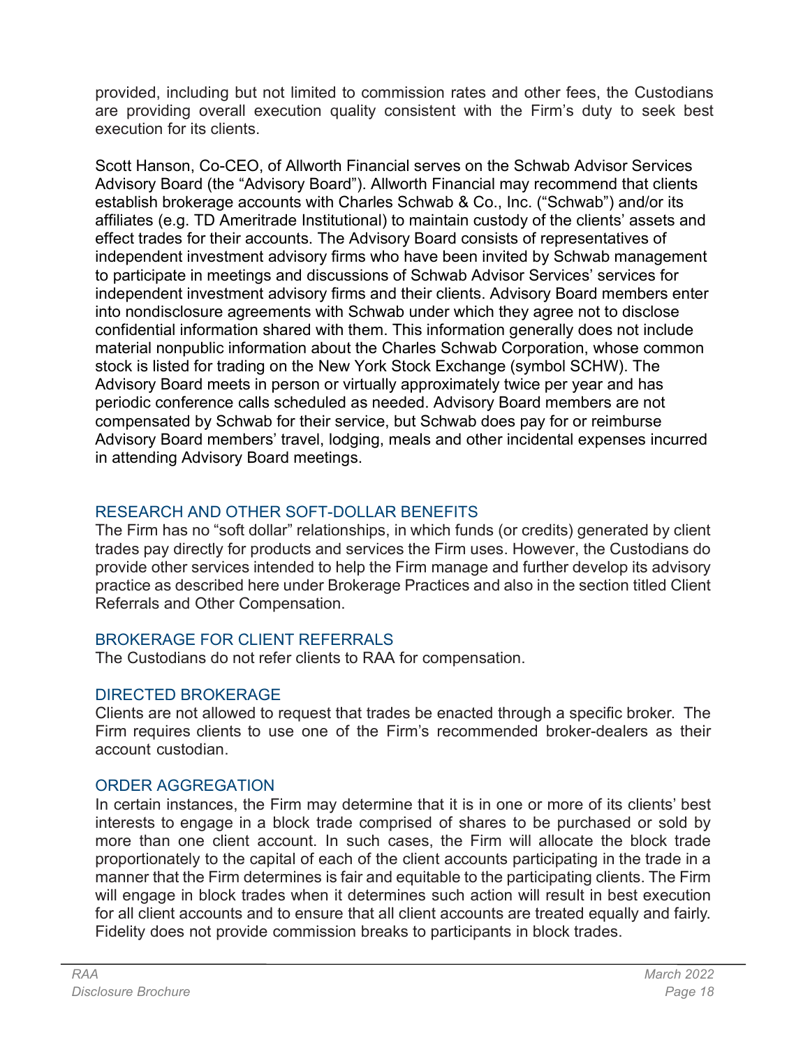provided, including but not limited to commission rates and other fees, the Custodians are providing overall execution quality consistent with the Firm's duty to seek best execution for its clients.

Scott Hanson, Co-CEO, of Allworth Financial serves on the Schwab Advisor Services Advisory Board (the "Advisory Board"). Allworth Financial may recommend that clients establish brokerage accounts with Charles Schwab & Co., Inc. ("Schwab") and/or its affiliates (e.g. TD Ameritrade Institutional) to maintain custody of the clients' assets and effect trades for their accounts. The Advisory Board consists of representatives of independent investment advisory firms who have been invited by Schwab management to participate in meetings and discussions of Schwab Advisor Services' services for independent investment advisory firms and their clients. Advisory Board members enter into nondisclosure agreements with Schwab under which they agree not to disclose confidential information shared with them. This information generally does not include material nonpublic information about the Charles Schwab Corporation, whose common stock is listed for trading on the New York Stock Exchange (symbol SCHW). The Advisory Board meets in person or virtually approximately twice per year and has periodic conference calls scheduled as needed. Advisory Board members are not compensated by Schwab for their service, but Schwab does pay for or reimburse Advisory Board members' travel, lodging, meals and other incidental expenses incurred in attending Advisory Board meetings.

## RESEARCH AND OTHER SOFT-DOLLAR BENEFITS

The Firm has no "soft dollar" relationships, in which funds (or credits) generated by client trades pay directly for products and services the Firm uses. However, the Custodians do provide other services intended to help the Firm manage and further develop its advisory practice as described here under Brokerage Practices and also in the section titled Client Referrals and Other Compensation.

## BROKERAGE FOR CLIENT REFERRALS

The Custodians do not refer clients to RAA for compensation.

## DIRECTED BROKERAGE

Clients are not allowed to request that trades be enacted through a specific broker. The Firm requires clients to use one of the Firm's recommended broker-dealers as their account custodian.

## ORDER AGGREGATION

In certain instances, the Firm may determine that it is in one or more of its clients' best interests to engage in a block trade comprised of shares to be purchased or sold by more than one client account. In such cases, the Firm will allocate the block trade proportionately to the capital of each of the client accounts participating in the trade in a manner that the Firm determines is fair and equitable to the participating clients. The Firm will engage in block trades when it determines such action will result in best execution for all client accounts and to ensure that all client accounts are treated equally and fairly. Fidelity does not provide commission breaks to participants in block trades.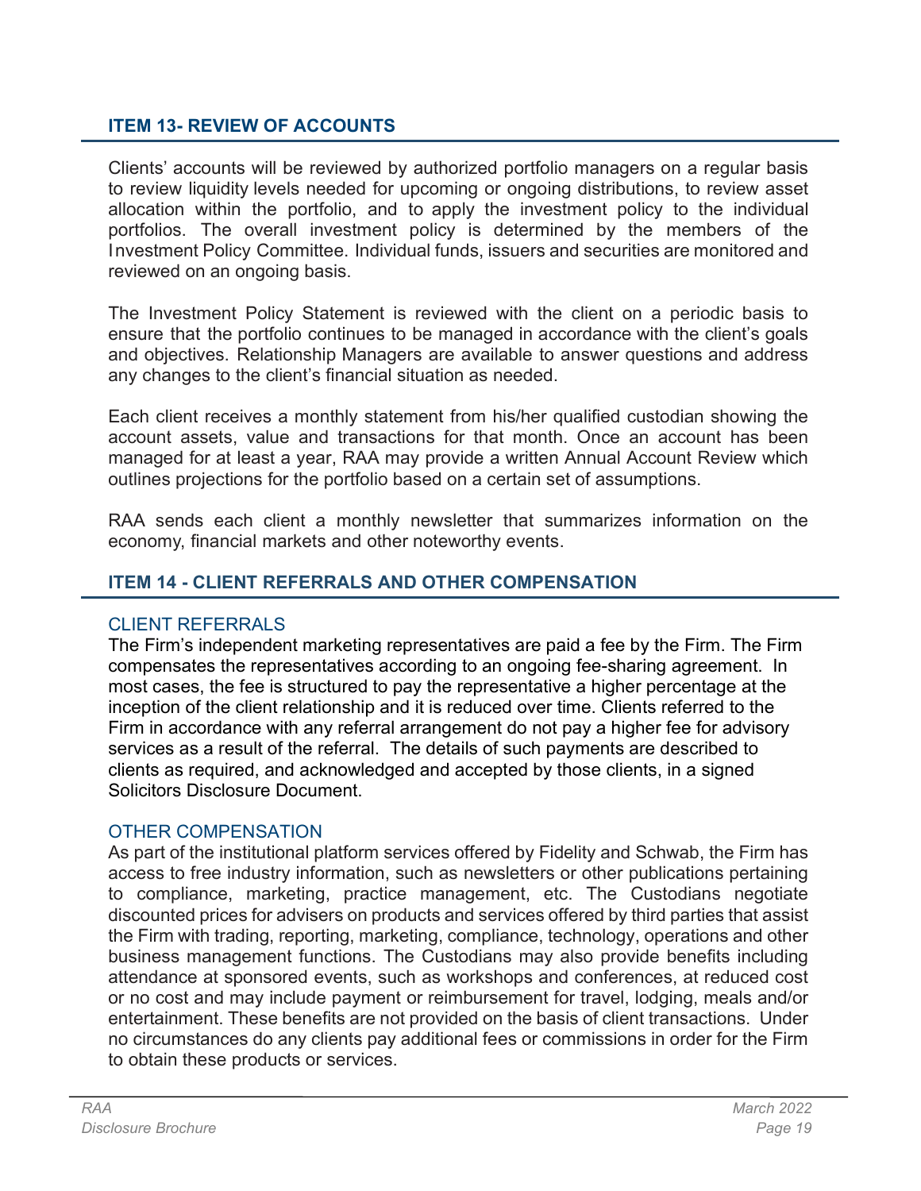## ITEM 13- REVIEW OF ACCOUNTS

Clients' accounts will be reviewed by authorized portfolio managers on a regular basis to review liquidity levels needed for upcoming or ongoing distributions, to review asset allocation within the portfolio, and to apply the investment policy to the individual portfolios. The overall investment policy is determined by the members of the Investment Policy Committee. Individual funds, issuers and securities are monitored and reviewed on an ongoing basis.

The Investment Policy Statement is reviewed with the client on a periodic basis to ensure that the portfolio continues to be managed in accordance with the client's goals and objectives. Relationship Managers are available to answer questions and address any changes to the client's financial situation as needed.

Each client receives a monthly statement from his/her qualified custodian showing the account assets, value and transactions for that month. Once an account has been managed for at least a year, RAA may provide a written Annual Account Review which outlines projections for the portfolio based on a certain set of assumptions.

RAA sends each client a monthly newsletter that summarizes information on the economy, financial markets and other noteworthy events.

## ITEM 14 - CLIENT REFERRALS AND OTHER COMPENSATION

### CLIENT REFERRALS

The Firm's independent marketing representatives are paid a fee by the Firm. The Firm compensates the representatives according to an ongoing fee-sharing agreement. In most cases, the fee is structured to pay the representative a higher percentage at the inception of the client relationship and it is reduced over time. Clients referred to the Firm in accordance with any referral arrangement do not pay a higher fee for advisory services as a result of the referral. The details of such payments are described to clients as required, and acknowledged and accepted by those clients, in a signed Solicitors Disclosure Document.

### OTHER COMPENSATION

As part of the institutional platform services offered by Fidelity and Schwab, the Firm has access to free industry information, such as newsletters or other publications pertaining to compliance, marketing, practice management, etc. The Custodians negotiate discounted prices for advisers on products and services offered by third parties that assist the Firm with trading, reporting, marketing, compliance, technology, operations and other business management functions. The Custodians may also provide benefits including attendance at sponsored events, such as workshops and conferences, at reduced cost or no cost and may include payment or reimbursement for travel, lodging, meals and/or entertainment. These benefits are not provided on the basis of client transactions. Under no circumstances do any clients pay additional fees or commissions in order for the Firm to obtain these products or services.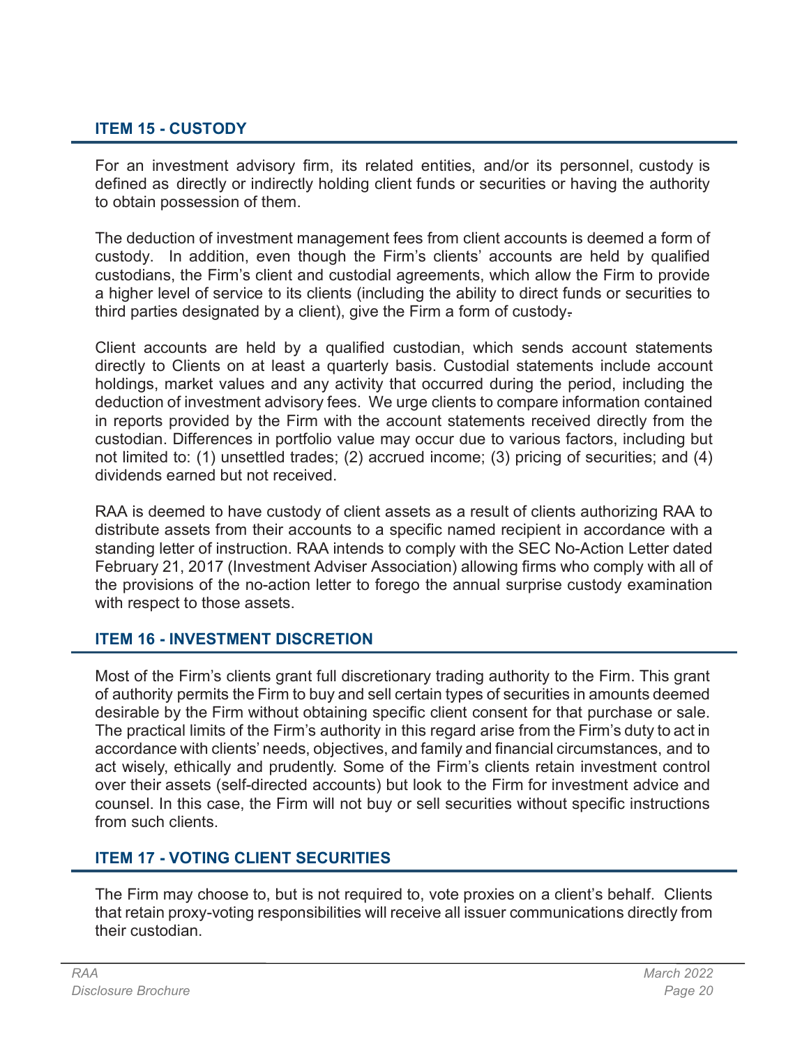## ITEM 15 - CUSTODY

For an investment advisory firm, its related entities, and/or its personnel, custody is defined as directly or indirectly holding client funds or securities or having the authority to obtain possession of them.

The deduction of investment management fees from client accounts is deemed a form of custody. In addition, even though the Firm's clients' accounts are held by qualified custodians, the Firm's client and custodial agreements, which allow the Firm to provide a higher level of service to its clients (including the ability to direct funds or securities to third parties designated by a client), give the Firm a form of custody.

Client accounts are held by a qualified custodian, which sends account statements directly to Clients on at least a quarterly basis. Custodial statements include account holdings, market values and any activity that occurred during the period, including the deduction of investment advisory fees. We urge clients to compare information contained in reports provided by the Firm with the account statements received directly from the custodian. Differences in portfolio value may occur due to various factors, including but not limited to: (1) unsettled trades; (2) accrued income; (3) pricing of securities; and (4) dividends earned but not received.

RAA is deemed to have custody of client assets as a result of clients authorizing RAA to distribute assets from their accounts to a specific named recipient in accordance with a standing letter of instruction. RAA intends to comply with the SEC No-Action Letter dated February 21, 2017 (Investment Adviser Association) allowing firms who comply with all of the provisions of the no-action letter to forego the annual surprise custody examination with respect to those assets.

## ITEM 16 - INVESTMENT DISCRETION

Most of the Firm's clients grant full discretionary trading authority to the Firm. This grant of authority permits the Firm to buy and sell certain types of securities in amounts deemed desirable by the Firm without obtaining specific client consent for that purchase or sale. The practical limits of the Firm's authority in this regard arise from the Firm's duty to act in accordance with clients' needs, objectives, and family and financial circumstances, and to act wisely, ethically and prudently. Some of the Firm's clients retain investment control over their assets (self-directed accounts) but look to the Firm for investment advice and counsel. In this case, the Firm will not buy or sell securities without specific instructions from such clients.

## ITEM 17 - VOTING CLIENT SECURITIES

The Firm may choose to, but is not required to, vote proxies on a client's behalf. Clients that retain proxy-voting responsibilities will receive all issuer communications directly from their custodian.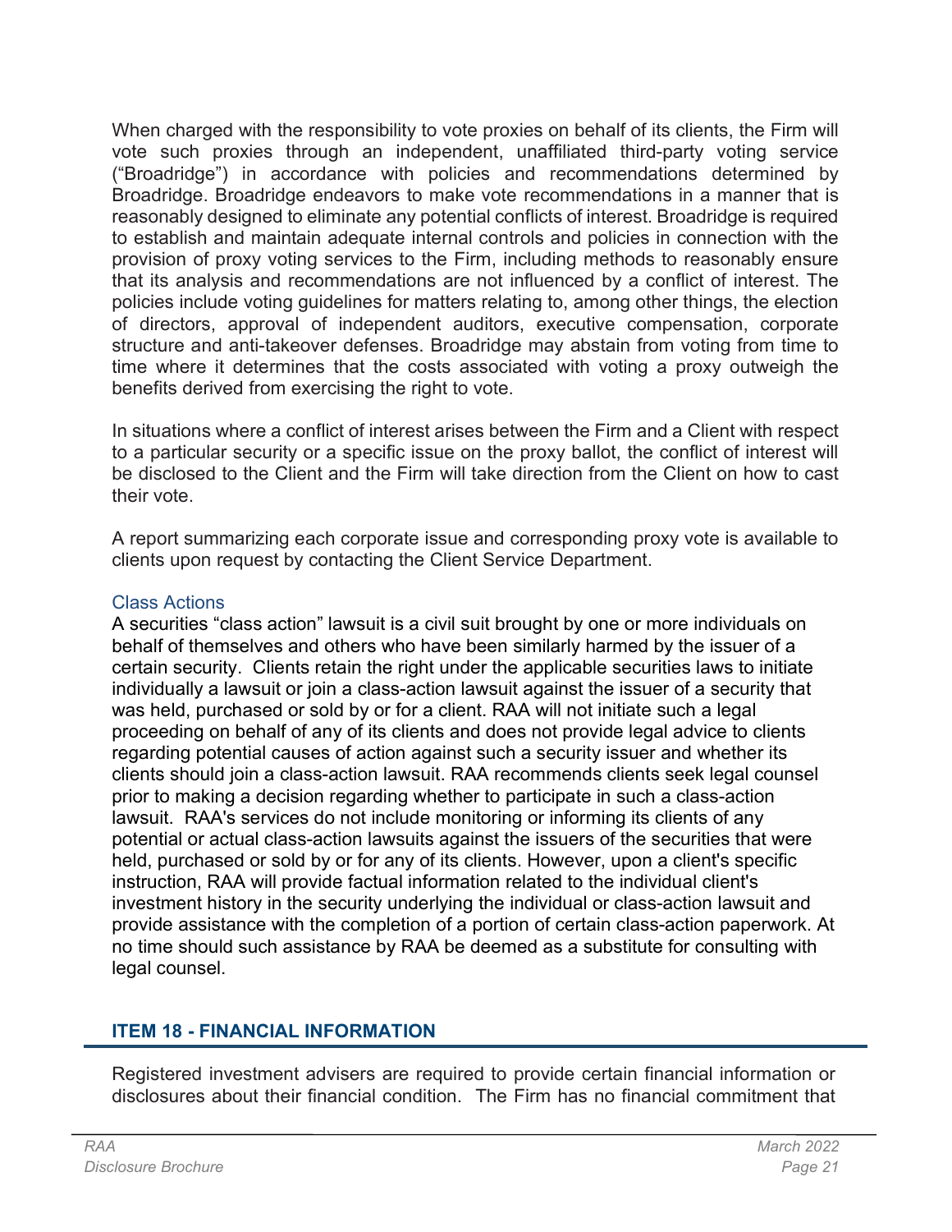When charged with the responsibility to vote proxies on behalf of its clients, the Firm will vote such proxies through an independent, unaffiliated third-party voting service ("Broadridge") in accordance with policies and recommendations determined by Broadridge. Broadridge endeavors to make vote recommendations in a manner that is reasonably designed to eliminate any potential conflicts of interest. Broadridge is required to establish and maintain adequate internal controls and policies in connection with the provision of proxy voting services to the Firm, including methods to reasonably ensure that its analysis and recommendations are not influenced by a conflict of interest. The policies include voting guidelines for matters relating to, among other things, the election of directors, approval of independent auditors, executive compensation, corporate structure and anti-takeover defenses. Broadridge may abstain from voting from time to time where it determines that the costs associated with voting a proxy outweigh the benefits derived from exercising the right to vote.

In situations where a conflict of interest arises between the Firm and a Client with respect to a particular security or a specific issue on the proxy ballot, the conflict of interest will be disclosed to the Client and the Firm will take direction from the Client on how to cast their vote.

A report summarizing each corporate issue and corresponding proxy vote is available to clients upon request by contacting the Client Service Department.

### Class Actions

A securities "class action" lawsuit is a civil suit brought by one or more individuals on behalf of themselves and others who have been similarly harmed by the issuer of a certain security. Clients retain the right under the applicable securities laws to initiate individually a lawsuit or join a class-action lawsuit against the issuer of a security that was held, purchased or sold by or for a client. RAA will not initiate such a legal proceeding on behalf of any of its clients and does not provide legal advice to clients regarding potential causes of action against such a security issuer and whether its clients should join a class-action lawsuit. RAA recommends clients seek legal counsel prior to making a decision regarding whether to participate in such a class-action lawsuit. RAA's services do not include monitoring or informing its clients of any potential or actual class-action lawsuits against the issuers of the securities that were held, purchased or sold by or for any of its clients. However, upon a client's specific instruction, RAA will provide factual information related to the individual client's investment history in the security underlying the individual or class-action lawsuit and provide assistance with the completion of a portion of certain class-action paperwork. At no time should such assistance by RAA be deemed as a substitute for consulting with legal counsel.

## ITEM 18 - FINANCIAL INFORMATION

Registered investment advisers are required to provide certain financial information or disclosures about their financial condition. The Firm has no financial commitment that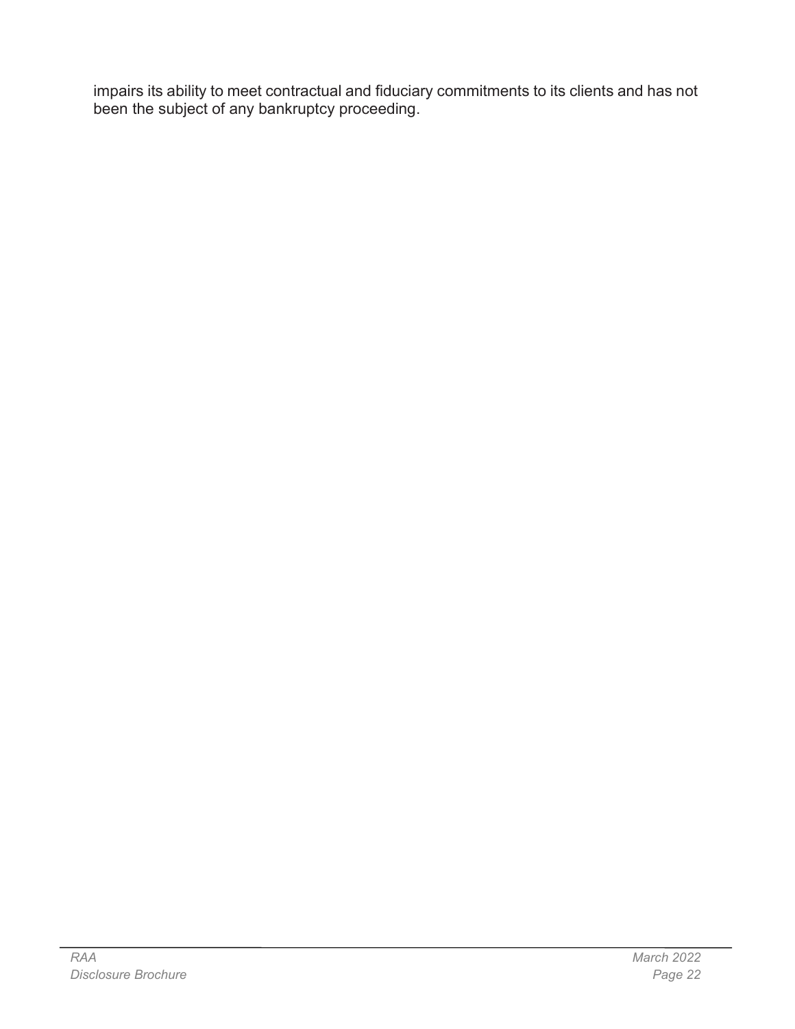impairs its ability to meet contractual and fiduciary commitments to its clients and has not been the subject of any bankruptcy proceeding.